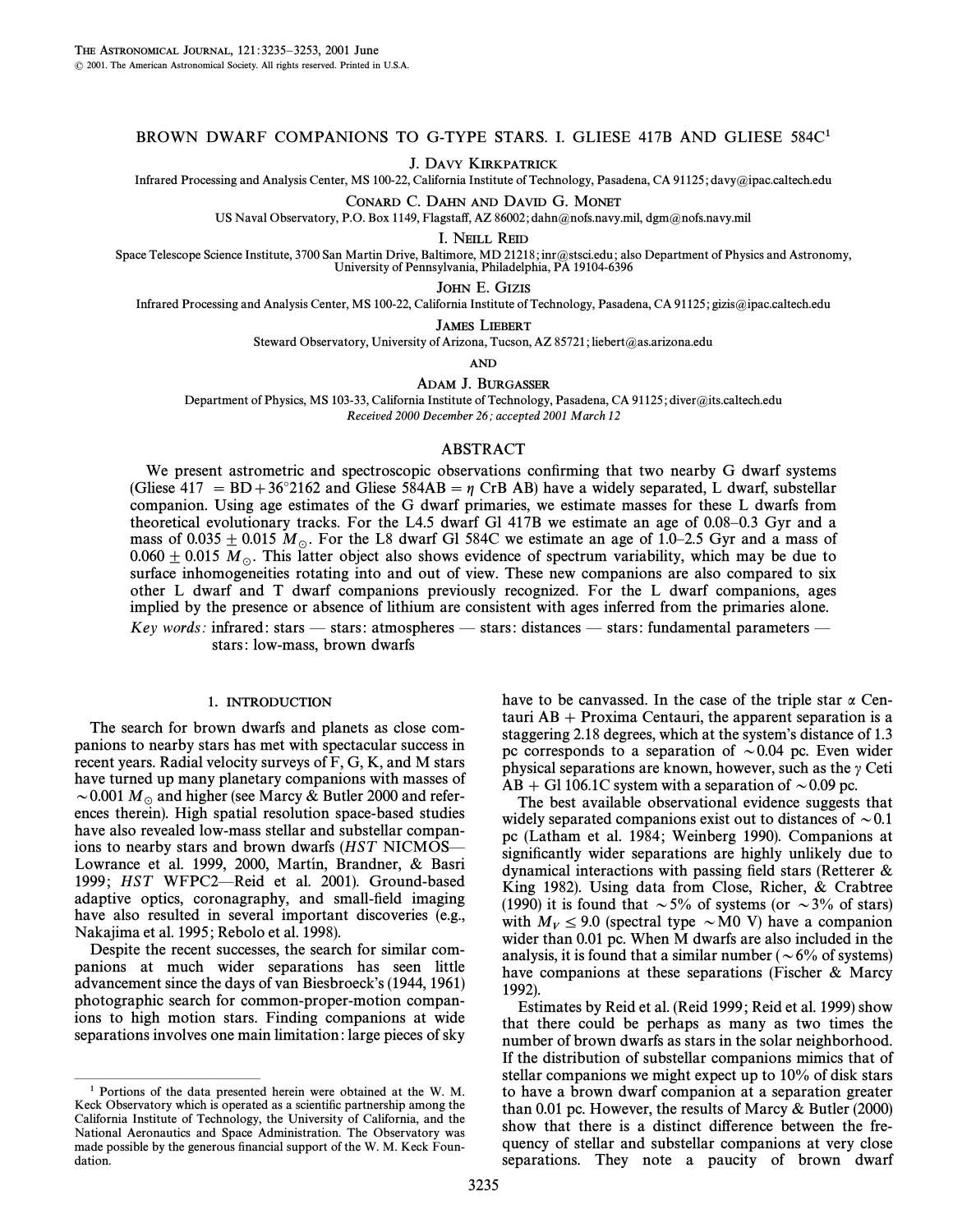# BROWN DWARF COMPANIONS TO G-TYPE STARS. I. GLIESE 417B AND GLIESE 584C[1]

J. Davy Kirkpatrick
Infrared Processing and Analysis Center, MS 100-22, California Institute of Technology, Pasadena, CA 91125; davy@ipac.caltech.edu

Conard C. Dahn and David G. Monet
US Naval Observatory, P.O. Box 1149, Flagstaff, AZ 86002; dahn@nofs.navy.mil, dgm@nofs.navy.mil

I. Neill Reid
Space Telescope Science Institute, 3700 San Martin Drive, Baltimore, MD 21218; inr@stsci.edu; also Department of Physics and Astronomy, University of Pennsylvania, Philadelphia, PA 19104-6396

John E. Gizis
Infrared Processing and Analysis Center, MS 100-22, California Institute of Technology, Pasadena, CA 91125; gizis@ipac.caltech.edu

James Liebert
Steward Observatory, University of Arizona, Tucson, AZ 85721; liebert@as.arizona.edu

and

Adam J. Burgasser
Department of Physics, MS 103-33, California Institute of Technology, Pasadena, CA 91125; diver@its.caltech.edu

*Received 2000 December 26; accepted 2001 March 12*

## ABSTRACT

We present astrometric and spectroscopic observations confirming that two nearby G dwarf systems (Gliese 417 = BD+36°2162 and Gliese 584AB = $\eta$ CrB AB) have a widely separated, L dwarf, substellar companion. Using age estimates of the G dwarf primaries, we estimate masses for these L dwarfs from theoretical evolutionary tracks. For the L4.5 dwarf Gl 417B we estimate an age of 0.08–0.3 Gyr and a mass of $0.035 \pm 0.015\ M_{\odot}$. For the L8 dwarf Gl 584C we estimate an age of 1.0–2.5 Gyr and a mass of $0.060 \pm 0.015\ M_{\odot}$. This latter object also shows evidence of spectrum variability, which may be due to surface inhomogeneities rotating into and out of view. These new companions are also compared to six other L dwarf and T dwarf companions previously recognized. For the L dwarf companions, ages implied by the presence or absence of lithium are consistent with ages inferred from the primaries alone.

*Key words:* infrared: stars — stars: atmospheres — stars: distances — stars: fundamental parameters — stars: low-mass, brown dwarfs

## 1. INTRODUCTION

The search for brown dwarfs and planets as close companions to nearby stars has met with spectacular success in recent years. Radial velocity surveys of F, G, K, and M stars have turned up many planetary companions with masses of $\sim 0.001\ M_{\odot}$ and higher (see Marcy & Butler 2000 and references therein). High spatial resolution space-based studies have also revealed low-mass stellar and substellar companions to nearby stars and brown dwarfs (*HST* NICMOS—Lowrance et al. 1999, 2000, Martín, Brandner, & Basri 1999; *HST* WFPC2—Reid et al. 2001). Ground-based adaptive optics, coronagraphy, and small-field imaging have also resulted in several important discoveries (e.g., Nakajima et al. 1995; Rebolo et al. 1998).

Despite the recent successes, the search for similar companions at much wider separations has seen little advancement since the days of van Biesbroeck's (1944, 1961) photographic search for common-proper-motion companions to high motion stars. Finding companions at wide separations involves one main limitation: large pieces of sky have to be canvassed. In the case of the triple star $\alpha$ Centauri AB + Proxima Centauri, the apparent separation is a staggering 2.18 degrees, which at the system's distance of 1.3 pc corresponds to a separation of $\sim 0.04$ pc. Even wider physical separations are known, however, such as the $\gamma$ Ceti AB + Gl 106.1C system with a separation of $\sim 0.09$ pc.

The best available observational evidence suggests that widely separated companions exist out to distances of $\sim 0.1$ pc (Latham et al. 1984; Weinberg 1990). Companions at significantly wider separations are highly unlikely due to dynamical interactions with passing field stars (Retterer & King 1982). Using data from Close, Richer, & Crabtree (1990) it is found that $\sim 5\%$ of systems (or $\sim 3\%$ of stars) with $M_V \leq 9.0$ (spectral type $\sim$M0 V) have a companion wider than 0.01 pc. When M dwarfs are also included in the analysis, it is found that a similar number ($\sim 6\%$ of systems) have companions at these separations (Fischer & Marcy 1992).

Estimates by Reid et al. (Reid 1999; Reid et al. 1999) show that there could be perhaps as many as two times the number of brown dwarfs as stars in the solar neighborhood. If the distribution of substellar companions mimics that of stellar companions we might expect up to 10% of disk stars to have a brown dwarf companion at a separation greater than 0.01 pc. However, the results of Marcy & Butler (2000) show that there is a distinct difference between the frequency of stellar and substellar companions at very close separations. They note a paucity of brown dwarf

[1] Portions of the data presented herein were obtained at the W. M. Keck Observatory which is operated as a scientific partnership among the California Institute of Technology, the University of California, and the National Aeronautics and Space Administration. The Observatory was made possible by the generous financial support of the W. M. Keck Foundation.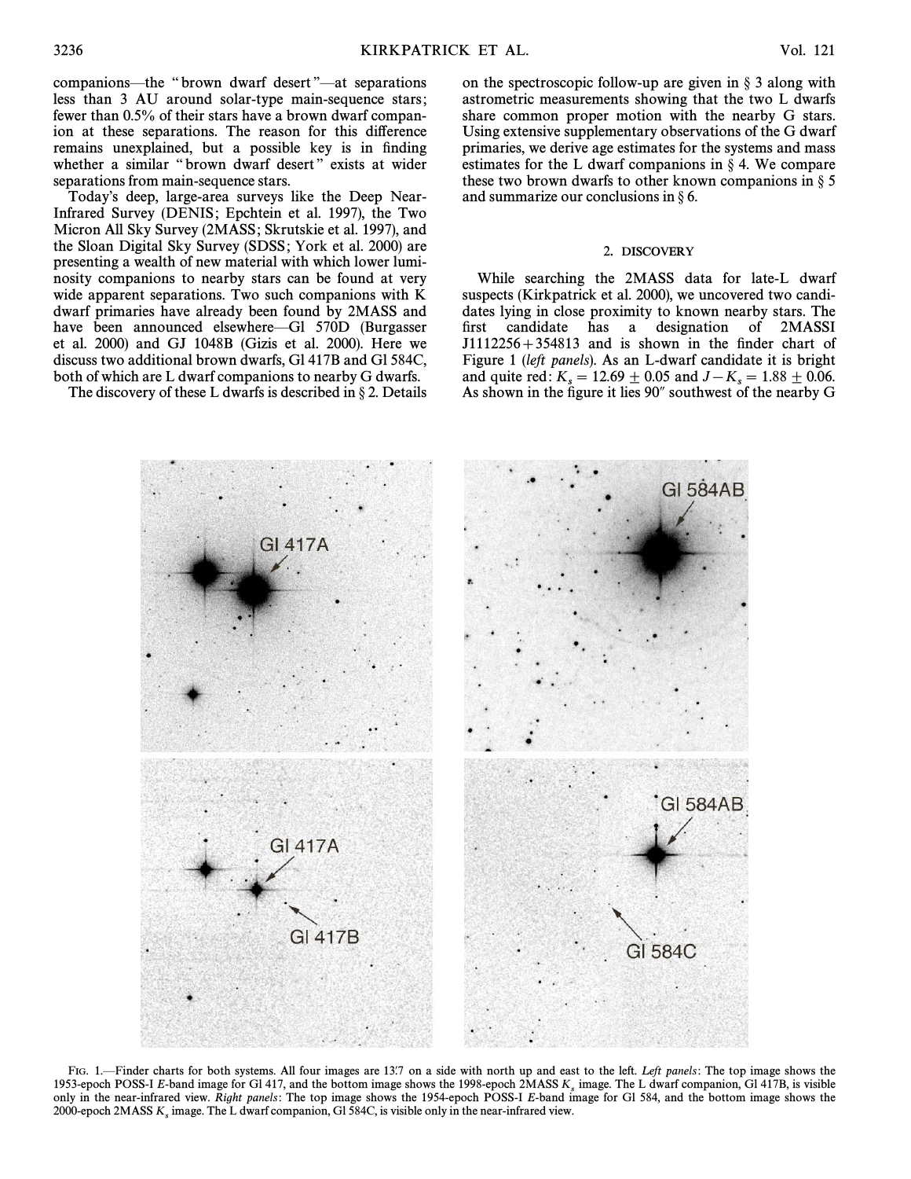companions—the "brown dwarf desert"—at separations less than 3 AU around solar-type main-sequence stars; fewer than 0.5% of their stars have a brown dwarf companion at these separations. The reason for this difference remains unexplained, but a possible key is in finding whether a similar "brown dwarf desert" exists at wider separations from main-sequence stars.

Today's deep, large-area surveys like the Deep Near-Infrared Survey (DENIS; Epchtein et al. 1997), the Two Micron All Sky Survey (2MASS; Skrutskie et al. 1997), and the Sloan Digital Sky Survey (SDSS; York et al. 2000) are presenting a wealth of new material with which lower luminosity companions to nearby stars can be found at very wide apparent separations. Two such companions with K dwarf primaries have already been found by 2MASS and have been announced elsewhere—Gl 570D (Burgasser et al. 2000) and GJ 1048B (Gizis et al. 2000). Here we discuss two additional brown dwarfs, Gl 417B and Gl 584C, both of which are L dwarf companions to nearby G dwarfs.

The discovery of these L dwarfs is described in § 2. Details on the spectroscopic follow-up are given in § 3 along with astrometric measurements showing that the two L dwarfs share common proper motion with the nearby G stars. Using extensive supplementary observations of the G dwarf primaries, we derive age estimates for the systems and mass estimates for the L dwarf companions in § 4. We compare these two brown dwarfs to other known companions in § 5 and summarize our conclusions in § 6.

## 2. DISCOVERY

While searching the 2MASS data for late-L dwarf suspects (Kirkpatrick et al. 2000), we uncovered two candidates lying in close proximity to known nearby stars. The first candidate has a designation of 2MASSI J1112256+354813 and is shown in the finder chart of Figure 1 (*left panels*). As an L-dwarf candidate it is bright and quite red: $K_s = 12.69 \pm 0.05$ and $J - K_s = 1.88 \pm 0.06$. As shown in the figure it lies 90″ southwest of the nearby G

FIG. 1.—Finder charts for both systems. All four images are 13′.7 on a side with north up and east to the left. *Left panels*: The top image shows the 1953-epoch POSS-I *E*-band image for Gl 417, and the bottom image shows the 1998-epoch 2MASS $K_s$ image. The L dwarf companion, Gl 417B, is visible only in the near-infrared view. *Right panels*: The top image shows the 1954-epoch POSS-I *E*-band image for Gl 584, and the bottom image shows the 2000-epoch 2MASS $K_s$ image. The L dwarf companion, Gl 584C, is visible only in the near-infrared view.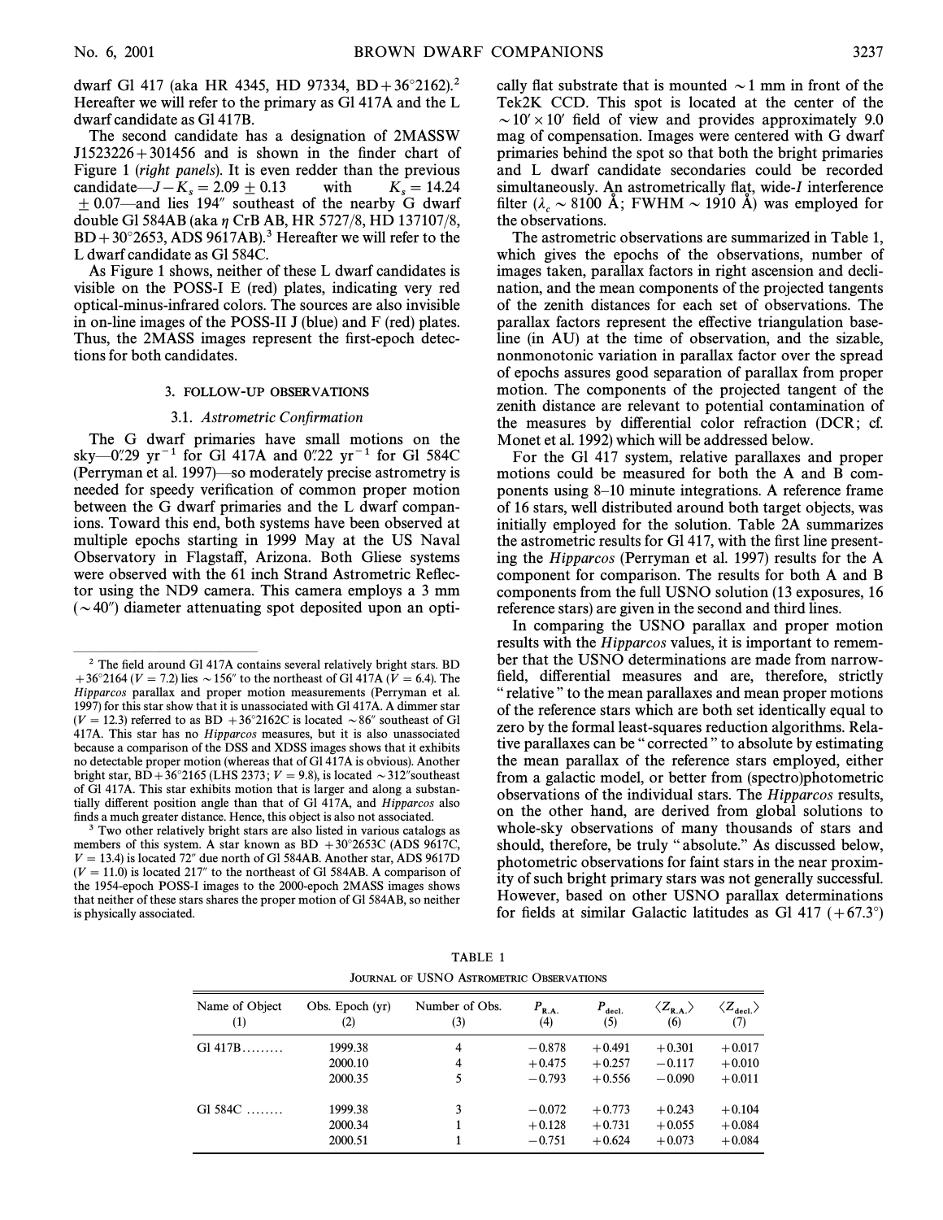dwarf Gl 417 (aka HR 4345, HD 97334, BD+36°2162).[2] Hereafter we will refer to the primary as Gl 417A and the L dwarf candidate as Gl 417B.

The second candidate has a designation of 2MASSW J1523226+301456 and is shown in the finder chart of Figure 1 (*right panels*). It is even redder than the previous candidate—$J-K_s = 2.09 \pm 0.13$ with $K_s = 14.24 \pm 0.07$—and lies 194″ southeast of the nearby G dwarf double Gl 584AB (aka η CrB AB, HR 5727/8, HD 137107/8, BD+30°2653, ADS 9617AB).[3] Hereafter we will refer to the L dwarf candidate as Gl 584C.

As Figure 1 shows, neither of these L dwarf candidates is visible on the POSS-I E (red) plates, indicating very red optical-minus-infrared colors. The sources are also invisible in on-line images of the POSS-II J (blue) and F (red) plates. Thus, the 2MASS images represent the first-epoch detections for both candidates.

## 3. FOLLOW-UP OBSERVATIONS

### 3.1. *Astrometric Confirmation*

The G dwarf primaries have small motions on the sky—0″.29 yr$^{-1}$ for Gl 417A and 0″.22 yr$^{-1}$ for Gl 584C (Perryman et al. 1997)—so moderately precise astrometry is needed for speedy verification of common proper motion between the G dwarf primaries and the L dwarf companions. Toward this end, both systems have been observed at multiple epochs starting in 1999 May at the US Naval Observatory in Flagstaff, Arizona. Both Gliese systems were observed with the 61 inch Strand Astrometric Reflector using the ND9 camera. This camera employs a 3 mm (~40″) diameter attenuating spot deposited upon an optically flat substrate that is mounted ~1 mm in front of the Tek2K CCD. This spot is located at the center of the ~10′ × 10′ field of view and provides approximately 9.0 mag of compensation. Images were centered with G dwarf primaries behind the spot so that both the bright primaries and L dwarf candidate secondaries could be recorded simultaneously. An astrometrically flat, wide-*I* interference filter ($\lambda_c \sim 8100$ Å; FWHM ~ 1910 Å) was employed for the observations.

The astrometric observations are summarized in Table 1, which gives the epochs of the observations, number of images taken, parallax factors in right ascension and declination, and the mean components of the projected tangents of the zenith distances for each set of observations. The parallax factors represent the effective triangulation baseline (in AU) at the time of observation, and the sizable, nonmonotonic variation in parallax factor over the spread of epochs assures good separation of parallax from proper motion. The components of the projected tangent of the zenith distance are relevant to potential contamination of the measures by differential color refraction (DCR; cf. Monet et al. 1992) which will be addressed below.

For the Gl 417 system, relative parallaxes and proper motions could be measured for both the A and B components using 8–10 minute integrations. A reference frame of 16 stars, well distributed around both target objects, was initially employed for the solution. Table 2A summarizes the astrometric results for Gl 417, with the first line presenting the *Hipparcos* (Perryman et al. 1997) results for the A component for comparison. The results for both A and B components from the full USNO solution (13 exposures, 16 reference stars) are given in the second and third lines.

In comparing the USNO parallax and proper motion results with the *Hipparcos* values, it is important to remember that the USNO determinations are made from narrow-field, differential measures and are, therefore, strictly "relative" to the mean parallaxes and mean proper motions of the reference stars which are both set identically equal to zero by the formal least-squares reduction algorithms. Relative parallaxes can be "corrected" to absolute by estimating the mean parallax of the reference stars employed, either from a galactic model, or better from (spectro)photometric observations of the individual stars. The *Hipparcos* results, on the other hand, are derived from global solutions to whole-sky observations of many thousands of stars and should, therefore, be truly "absolute." As discussed below, photometric observations for faint stars in the near proximity of such bright primary stars was not generally successful. However, based on other USNO parallax determinations for fields at similar Galactic latitudes as Gl 417 (+67.3°)

[2] The field around Gl 417A contains several relatively bright stars. BD +36°2164 ($V = 7.2$) lies ~156″ to the northeast of Gl 417A ($V = 6.4$). The *Hipparcos* parallax and proper motion measurements (Perryman et al. 1997) for this star show that it is unassociated with Gl 417A. A dimmer star ($V = 12.3$) referred to as BD +36°2162C is located ~86″ southeast of Gl 417A. This star has no *Hipparcos* measures, but it is also unassociated because a comparison of the DSS and XDSS images shows that it exhibits no detectable proper motion (whereas that of Gl 417A is obvious). Another bright star, BD+36°2165 (LHS 2373; $V = 9.8$), is located ~312″southeast of Gl 417A. This star exhibits motion that is larger and along a substantially different position angle than that of Gl 417A, and *Hipparcos* also finds a much greater distance. Hence, this object is also not associated.

[3] Two other relatively bright stars are also listed in various catalogs as members of this system. A star known as BD +30°2653C (ADS 9617C, $V = 13.4$) is located 72″ due north of Gl 584AB. Another star, ADS 9617D ($V = 11.0$) is located 217″ to the northeast of Gl 584AB. A comparison of the 1954-epoch POSS-I images to the 2000-epoch 2MASS images shows that neither of these stars shares the proper motion of Gl 584AB, so neither is physically associated.

TABLE 1

JOURNAL OF USNO ASTROMETRIC OBSERVATIONS

| Name of Object (1) | Obs. Epoch (yr) (2) | Number of Obs. (3) | $P_{\rm R.A.}$ (4) | $P_{\rm decl.}$ (5) | $\langle Z_{\rm R.A.} \rangle$ (6) | $\langle Z_{\rm decl.} \rangle$ (7) |
|---|---|---|---|---|---|---|
| Gl 417B......... | 1999.38 | 4 | −0.878 | +0.491 | +0.301 | +0.017 |
| | 2000.10 | 4 | +0.475 | +0.257 | −0.117 | +0.010 |
| | 2000.35 | 5 | −0.793 | +0.556 | −0.090 | +0.011 |
| Gl 584C ........ | 1999.38 | 3 | −0.072 | +0.773 | +0.243 | +0.104 |
| | 2000.34 | 1 | +0.128 | +0.731 | +0.055 | +0.084 |
| | 2000.51 | 1 | −0.751 | +0.624 | +0.073 | +0.084 |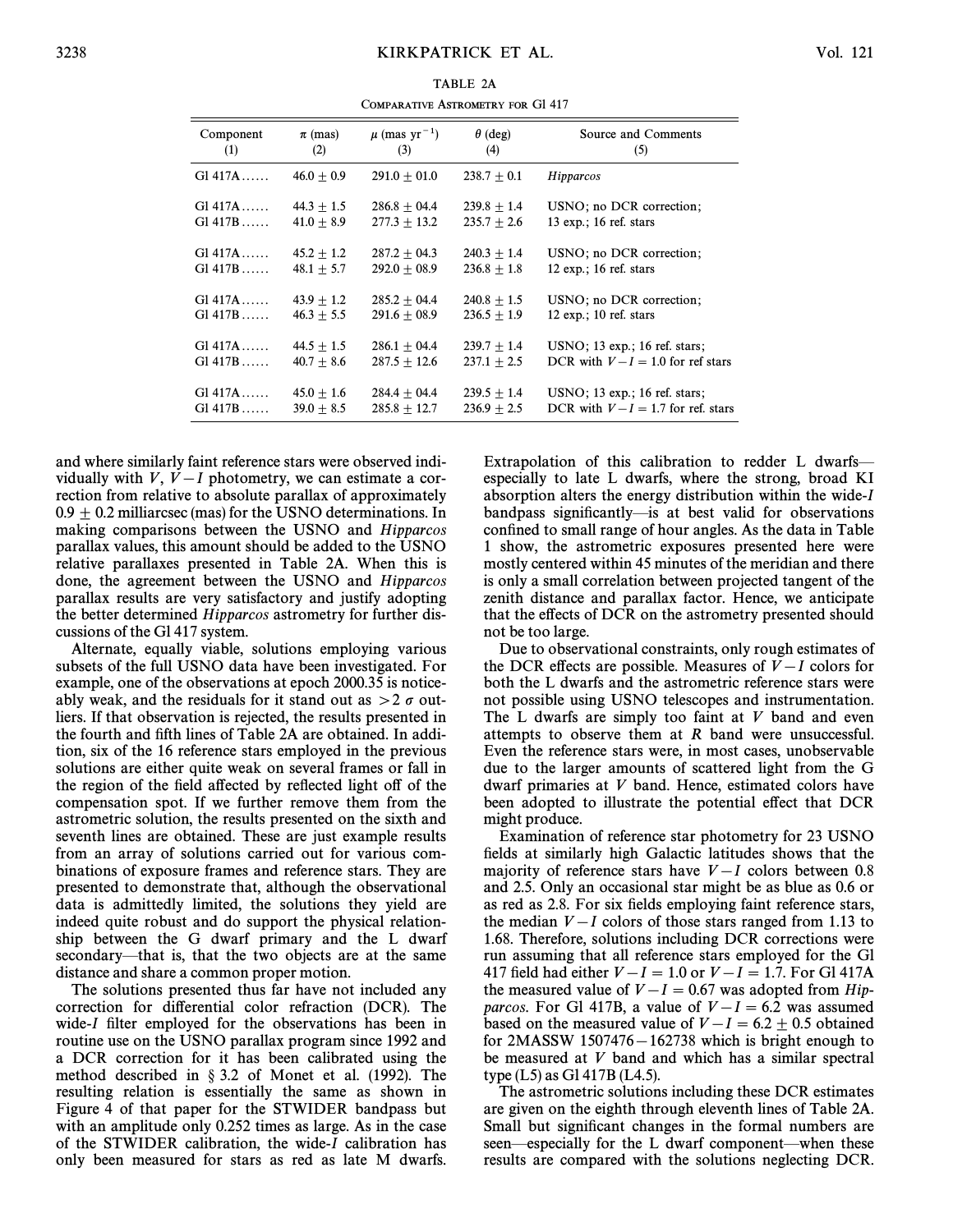TABLE 2A

Comparative Astrometry for Gl 417

| Component (1) | $\pi$ (mas) (2) | $\mu$ (mas yr$^{-1}$) (3) | $\theta$ (deg) (4) | Source and Comments (5) |
|---|---|---|---|---|
| Gl 417A...... | $46.0 \pm 0.9$ | $291.0 \pm 01.0$ | $238.7 \pm 0.1$ | *Hipparcos* |
| Gl 417A...... | $44.3 \pm 1.5$ | $286.8 \pm 04.4$ | $239.8 \pm 1.4$ | USNO; no DCR correction; |
| Gl 417B...... | $41.0 \pm 8.9$ | $277.3 \pm 13.2$ | $235.7 \pm 2.6$ | 13 exp.; 16 ref. stars |
| Gl 417A...... | $45.2 \pm 1.2$ | $287.2 \pm 04.3$ | $240.3 \pm 1.4$ | USNO; no DCR correction; |
| Gl 417B...... | $48.1 \pm 5.7$ | $292.0 \pm 08.9$ | $236.8 \pm 1.8$ | 12 exp.; 16 ref. stars |
| Gl 417A...... | $43.9 \pm 1.2$ | $285.2 \pm 04.4$ | $240.8 \pm 1.5$ | USNO; no DCR correction; |
| Gl 417B...... | $46.3 \pm 5.5$ | $291.6 \pm 08.9$ | $236.5 \pm 1.9$ | 12 exp.; 10 ref. stars |
| Gl 417A...... | $44.5 \pm 1.5$ | $286.1 \pm 04.4$ | $239.7 \pm 1.4$ | USNO; 13 exp.; 16 ref. stars; |
| Gl 417B...... | $40.7 \pm 8.6$ | $287.5 \pm 12.6$ | $237.1 \pm 2.5$ | DCR with $V-I = 1.0$ for ref stars |
| Gl 417A...... | $45.0 \pm 1.6$ | $284.4 \pm 04.4$ | $239.5 \pm 1.4$ | USNO; 13 exp.; 16 ref. stars; |
| Gl 417B...... | $39.0 \pm 8.5$ | $285.8 \pm 12.7$ | $236.9 \pm 2.5$ | DCR with $V-I = 1.7$ for ref. stars |

and where similarly faint reference stars were observed individually with $V$, $V-I$ photometry, we can estimate a correction from relative to absolute parallax of approximately $0.9 \pm 0.2$ milliarcsec (mas) for the USNO determinations. In making comparisons between the USNO and *Hipparcos* parallax values, this amount should be added to the USNO relative parallaxes presented in Table 2A. When this is done, the agreement between the USNO and *Hipparcos* parallax results are very satisfactory and justify adopting the better determined *Hipparcos* astrometry for further discussions of the Gl 417 system.

Alternate, equally viable, solutions employing various subsets of the full USNO data have been investigated. For example, one of the observations at epoch 2000.35 is noticeably weak, and the residuals for it stand out as $>2\,\sigma$ outliers. If that observation is rejected, the results presented in the fourth and fifth lines of Table 2A are obtained. In addition, six of the 16 reference stars employed in the previous solutions are either quite weak on several frames or fall in the region of the field affected by reflected light off of the compensation spot. If we further remove them from the astrometric solution, the results presented on the sixth and seventh lines are obtained. These are just example results from an array of solutions carried out for various combinations of exposure frames and reference stars. They are presented to demonstrate that, although the observational data is admittedly limited, the solutions they yield are indeed quite robust and do support the physical relationship between the G dwarf primary and the L dwarf secondary—that is, that the two objects are at the same distance and share a common proper motion.

The solutions presented thus far have not included any correction for differential color refraction (DCR). The wide-$I$ filter employed for the observations has been in routine use on the USNO parallax program since 1992 and a DCR correction for it has been calibrated using the method described in § 3.2 of Monet et al. (1992). The resulting relation is essentially the same as shown in Figure 4 of that paper for the STWIDER bandpass but with an amplitude only 0.252 times as large. As in the case of the STWIDER calibration, the wide-$I$ calibration has only been measured for stars as red as late M dwarfs. Extrapolation of this calibration to redder L dwarfs—especially to late L dwarfs, where the strong, broad KI absorption alters the energy distribution within the wide-$I$ bandpass significantly—is at best valid for observations confined to small range of hour angles. As the data in Table 1 show, the astrometric exposures presented here were mostly centered within 45 minutes of the meridian and there is only a small correlation between projected tangent of the zenith distance and parallax factor. Hence, we anticipate that the effects of DCR on the astrometry presented should not be too large.

Due to observational constraints, only rough estimates of the DCR effects are possible. Measures of $V-I$ colors for both the L dwarfs and the astrometric reference stars were not possible using USNO telescopes and instrumentation. The L dwarfs are simply too faint at $V$ band and even attempts to observe them at $R$ band were unsuccessful. Even the reference stars were, in most cases, unobservable due to the larger amounts of scattered light from the G dwarf primaries at $V$ band. Hence, estimated colors have been adopted to illustrate the potential effect that DCR might produce.

Examination of reference star photometry for 23 USNO fields at similarly high Galactic latitudes shows that the majority of reference stars have $V-I$ colors between 0.8 and 2.5. Only an occasional star might be as blue as 0.6 or as red as 2.8. For six fields employing faint reference stars, the median $V-I$ colors of those stars ranged from 1.13 to 1.68. Therefore, solutions including DCR corrections were run assuming that all reference stars employed for the Gl 417 field had either $V-I = 1.0$ or $V-I = 1.7$. For Gl 417A the measured value of $V-I = 0.67$ was adopted from *Hipparcos*. For Gl 417B, a value of $V-I = 6.2$ was assumed based on the measured value of $V-I = 6.2 \pm 0.5$ obtained for 2MASSW 1507476−162738 which is bright enough to be measured at $V$ band and which has a similar spectral type (L5) as Gl 417B (L4.5).

The astrometric solutions including these DCR estimates are given on the eighth through eleventh lines of Table 2A. Small but significant changes in the formal numbers are seen—especially for the L dwarf component—when these results are compared with the solutions neglecting DCR.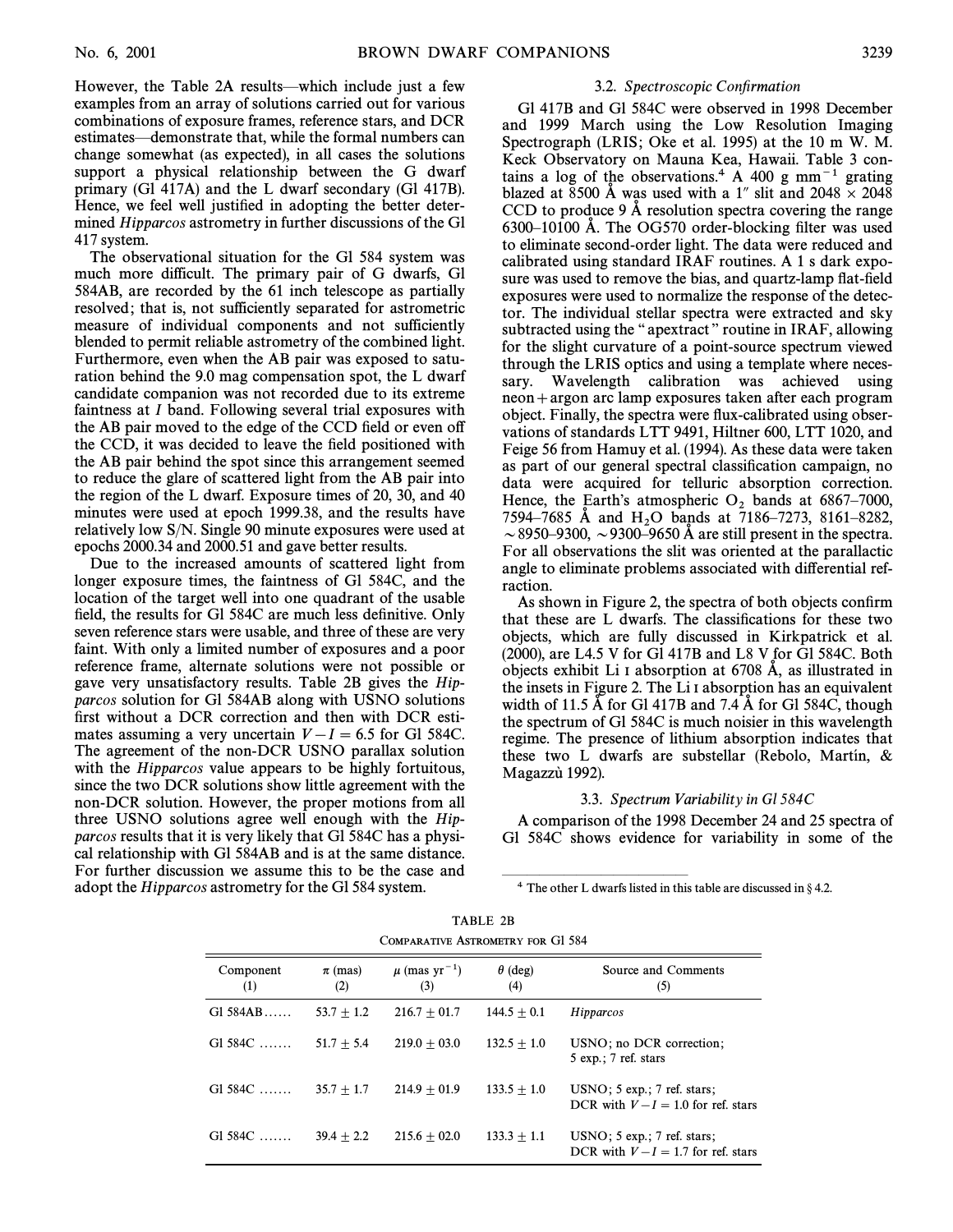However, the Table 2A results—which include just a few examples from an array of solutions carried out for various combinations of exposure frames, reference stars, and DCR estimates—demonstrate that, while the formal numbers can change somewhat (as expected), in all cases the solutions support a physical relationship between the G dwarf primary (Gl 417A) and the L dwarf secondary (Gl 417B). Hence, we feel well justified in adopting the better determined *Hipparcos* astrometry in further discussions of the Gl 417 system.

The observational situation for the Gl 584 system was much more difficult. The primary pair of G dwarfs, Gl 584AB, are recorded by the 61 inch telescope as partially resolved; that is, not sufficiently separated for astrometric measure of individual components and not sufficiently blended to permit reliable astrometry of the combined light. Furthermore, even when the AB pair was exposed to saturation behind the 9.0 mag compensation spot, the L dwarf candidate companion was not recorded due to its extreme faintness at *I* band. Following several trial exposures with the AB pair moved to the edge of the CCD field or even off the CCD, it was decided to leave the field positioned with the AB pair behind the spot since this arrangement seemed to reduce the glare of scattered light from the AB pair into the region of the L dwarf. Exposure times of 20, 30, and 40 minutes were used at epoch 1999.38, and the results have relatively low S/N. Single 90 minute exposures were used at epochs 2000.34 and 2000.51 and gave better results.

Due to the increased amounts of scattered light from longer exposure times, the faintness of Gl 584C, and the location of the target well into one quadrant of the usable field, the results for Gl 584C are much less definitive. Only seven reference stars were usable, and three of these are very faint. With only a limited number of exposures and a poor reference frame, alternate solutions were not possible or gave very unsatisfactory results. Table 2B gives the *Hipparcos* solution for Gl 584AB along with USNO solutions first without a DCR correction and then with DCR estimates assuming a very uncertain $V-I = 6.5$ for Gl 584C. The agreement of the non-DCR USNO parallax solution with the *Hipparcos* value appears to be highly fortuitous, since the two DCR solutions show little agreement with the non-DCR solution. However, the proper motions from all three USNO solutions agree well enough with the *Hipparcos* results that it is very likely that Gl 584C has a physical relationship with Gl 584AB and is at the same distance. For further discussion we assume this to be the case and adopt the *Hipparcos* astrometry for the Gl 584 system.

### 3.2. *Spectroscopic Confirmation*

Gl 417B and Gl 584C were observed in 1998 December and 1999 March using the Low Resolution Imaging Spectrograph (LRIS; Oke et al. 1995) at the 10 m W. M. Keck Observatory on Mauna Kea, Hawaii. Table 3 contains a log of the observations.[4] A 400 g mm$^{-1}$ grating blazed at 8500 Å was used with a 1″ slit and 2048 × 2048 CCD to produce 9 Å resolution spectra covering the range 6300–10100 Å. The OG570 order-blocking filter was used to eliminate second-order light. The data were reduced and calibrated using standard IRAF routines. A 1 s dark exposure was used to remove the bias, and quartz-lamp flat-field exposures were used to normalize the response of the detector. The individual stellar spectra were extracted and sky subtracted using the "apextract" routine in IRAF, allowing for the slight curvature of a point-source spectrum viewed through the LRIS optics and using a template where necessary. Wavelength calibration was achieved using neon + argon arc lamp exposures taken after each program object. Finally, the spectra were flux-calibrated using observations of standards LTT 9491, Hiltner 600, LTT 1020, and Feige 56 from Hamuy et al. (1994). As these data were taken as part of our general spectral classification campaign, no data were acquired for telluric absorption correction. Hence, the Earth's atmospheric $O_2$ bands at 6867–7000, 7594–7685 Å and $H_2O$ bands at 7186–7273, 8161–8282, ∼8950–9300, ∼9300–9650 Å are still present in the spectra. For all observations the slit was oriented at the parallactic angle to eliminate problems associated with differential refraction.

As shown in Figure 2, the spectra of both objects confirm that these are L dwarfs. The classifications for these two objects, which are fully discussed in Kirkpatrick et al. (2000), are L4.5 V for Gl 417B and L8 V for Gl 584C. Both objects exhibit Li I absorption at 6708 Å, as illustrated in the insets in Figure 2. The Li I absorption has an equivalent width of 11.5 Å for Gl 417B and 7.4 Å for Gl 584C, though the spectrum of Gl 584C is much noisier in this wavelength regime. The presence of lithium absorption indicates that these two L dwarfs are substellar (Rebolo, Martín, & Magazzù 1992).

### 3.3. *Spectrum Variability in Gl 584C*

A comparison of the 1998 December 24 and 25 spectra of Gl 584C shows evidence for variability in some of the

[4] The other L dwarfs listed in this table are discussed in § 4.2.

TABLE 2B
Comparative Astrometry for Gl 584

| Component (1) | $\pi$ (mas) (2) | $\mu$ (mas yr$^{-1}$) (3) | $\theta$ (deg) (4) | Source and Comments (5) |
|---|---|---|---|---|
| Gl 584AB...... | 53.7 ± 1.2 | 216.7 ± 01.7 | 144.5 ± 0.1 | *Hipparcos* |
| Gl 584C ....... | 51.7 ± 5.4 | 219.0 ± 03.0 | 132.5 ± 1.0 | USNO; no DCR correction; 5 exp.; 7 ref. stars |
| Gl 584C ....... | 35.7 ± 1.7 | 214.9 ± 01.9 | 133.5 ± 1.0 | USNO; 5 exp.; 7 ref. stars; DCR with $V-I = 1.0$ for ref. stars |
| Gl 584C ....... | 39.4 ± 2.2 | 215.6 ± 02.0 | 133.3 ± 1.1 | USNO; 5 exp.; 7 ref. stars; DCR with $V-I = 1.7$ for ref. stars |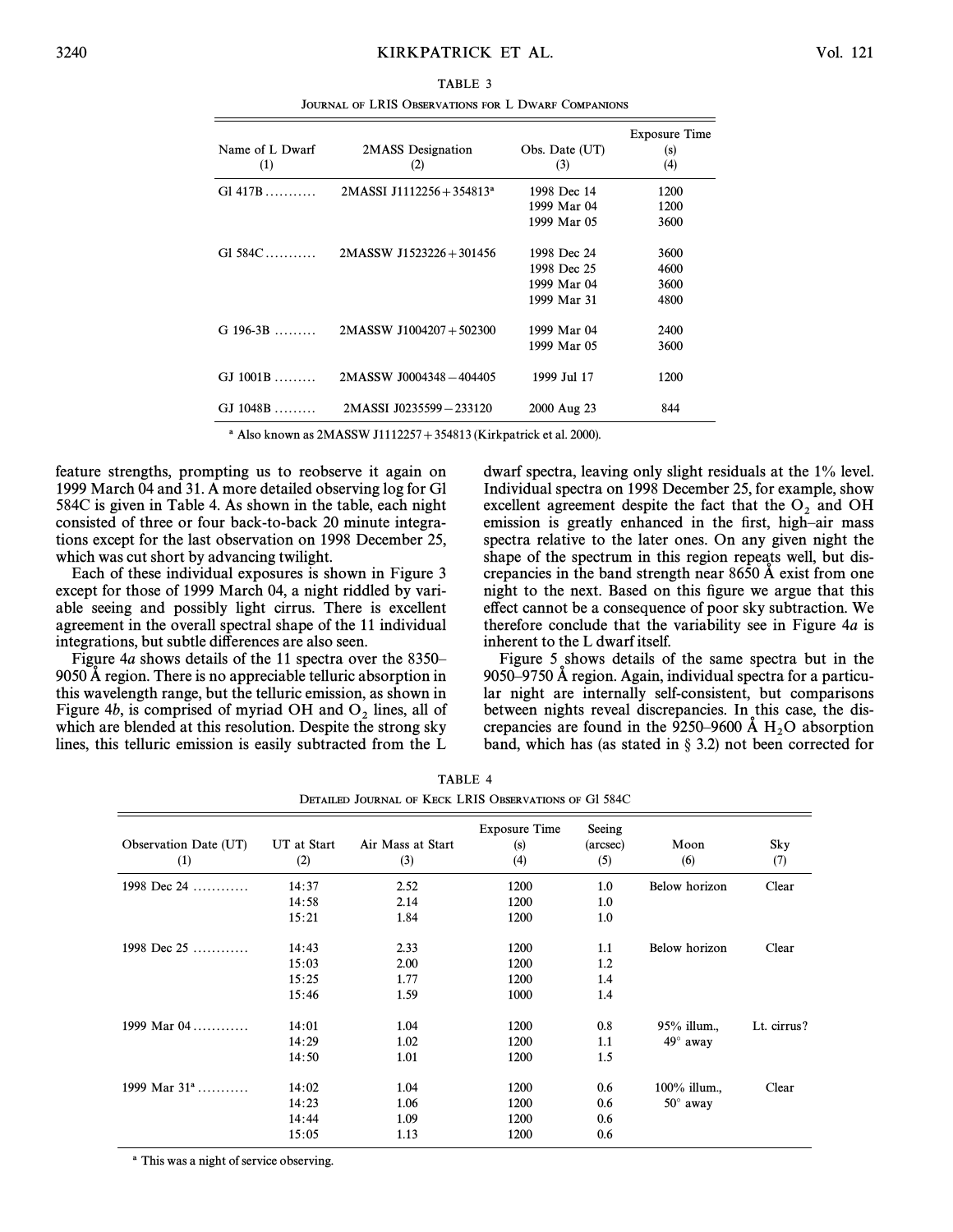TABLE 3

JOURNAL OF LRIS OBSERVATIONS FOR L DWARF COMPANIONS

| Name of L Dwarf (1) | 2MASS Designation (2) | Obs. Date (UT) (3) | Exposure Time (s) (4) |
|---|---|---|---|
| Gl 417B .......... | 2MASSI J1112256+354813[a] | 1998 Dec 14 | 1200 |
| | | 1999 Mar 04 | 1200 |
| | | 1999 Mar 05 | 3600 |
| Gl 584C .......... | 2MASSW J1523226+301456 | 1998 Dec 24 | 3600 |
| | | 1998 Dec 25 | 4600 |
| | | 1999 Mar 04 | 3600 |
| | | 1999 Mar 31 | 4800 |
| G 196-3B ........ | 2MASSW J1004207+502300 | 1999 Mar 04 | 2400 |
| | | 1999 Mar 05 | 3600 |
| GJ 1001B ........ | 2MASSW J0004348−404405 | 1999 Jul 17 | 1200 |
| GJ 1048B ........ | 2MASSI J0235599−233120 | 2000 Aug 23 | 844 |

[a] Also known as 2MASSW J1112257+354813 (Kirkpatrick et al. 2000).

feature strengths, prompting us to reobserve it again on 1999 March 04 and 31. A more detailed observing log for Gl 584C is given in Table 4. As shown in the table, each night consisted of three or four back-to-back 20 minute integrations except for the last observation on 1998 December 25, which was cut short by advancing twilight.

Each of these individual exposures is shown in Figure 3 except for those of 1999 March 04, a night riddled by variable seeing and possibly light cirrus. There is excellent agreement in the overall spectral shape of the 11 individual integrations, but subtle differences are also seen.

Figure 4*a* shows details of the 11 spectra over the 8350–9050 Å region. There is no appreciable telluric absorption in this wavelength range, but the telluric emission, as shown in Figure 4*b*, is comprised of myriad OH and $O_2$ lines, all of which are blended at this resolution. Despite the strong sky lines, this telluric emission is easily subtracted from the L dwarf spectra, leaving only slight residuals at the 1% level. Individual spectra on 1998 December 25, for example, show excellent agreement despite the fact that the $O_2$ and OH emission is greatly enhanced in the first, high–air mass spectra relative to the later ones. On any given night the shape of the spectrum in this region repeats well, but discrepancies in the band strength near 8650 Å exist from one night to the next. Based on this figure we argue that this effect cannot be a consequence of poor sky subtraction. We therefore conclude that the variability see in Figure 4*a* is inherent to the L dwarf itself.

Figure 5 shows details of the same spectra but in the 9050–9750 Å region. Again, individual spectra for a particular night are internally self-consistent, but comparisons between nights reveal discrepancies. In this case, the discrepancies are found in the 9250–9600 Å $H_2O$ absorption band, which has (as stated in § 3.2) not been corrected for

TABLE 4

DETAILED JOURNAL OF KECK LRIS OBSERVATIONS OF Gl 584C

| Observation Date (UT) (1) | UT at Start (2) | Air Mass at Start (3) | Exposure Time (s) (4) | Seeing (arcsec) (5) | Moon (6) | Sky (7) |
|---|---|---|---|---|---|---|
| 1998 Dec 24 ........... | 14:37 | 2.52 | 1200 | 1.0 | Below horizon | Clear |
| | 14:58 | 2.14 | 1200 | 1.0 | | |
| | 15:21 | 1.84 | 1200 | 1.0 | | |
| 1998 Dec 25 ........... | 14:43 | 2.33 | 1200 | 1.1 | Below horizon | Clear |
| | 15:03 | 2.00 | 1200 | 1.2 | | |
| | 15:25 | 1.77 | 1200 | 1.4 | | |
| | 15:46 | 1.59 | 1000 | 1.4 | | |
| 1999 Mar 04 ........... | 14:01 | 1.04 | 1200 | 0.8 | 95% illum., | Lt. cirrus? |
| | 14:29 | 1.02 | 1200 | 1.1 | 49° away | |
| | 14:50 | 1.01 | 1200 | 1.5 | | |
| 1999 Mar 31[a] .......... | 14:02 | 1.04 | 1200 | 0.6 | 100% illum., | Clear |
| | 14:23 | 1.06 | 1200 | 0.6 | 50° away | |
| | 14:44 | 1.09 | 1200 | 0.6 | | |
| | 15:05 | 1.13 | 1200 | 0.6 | | |

[a] This was a night of service observing.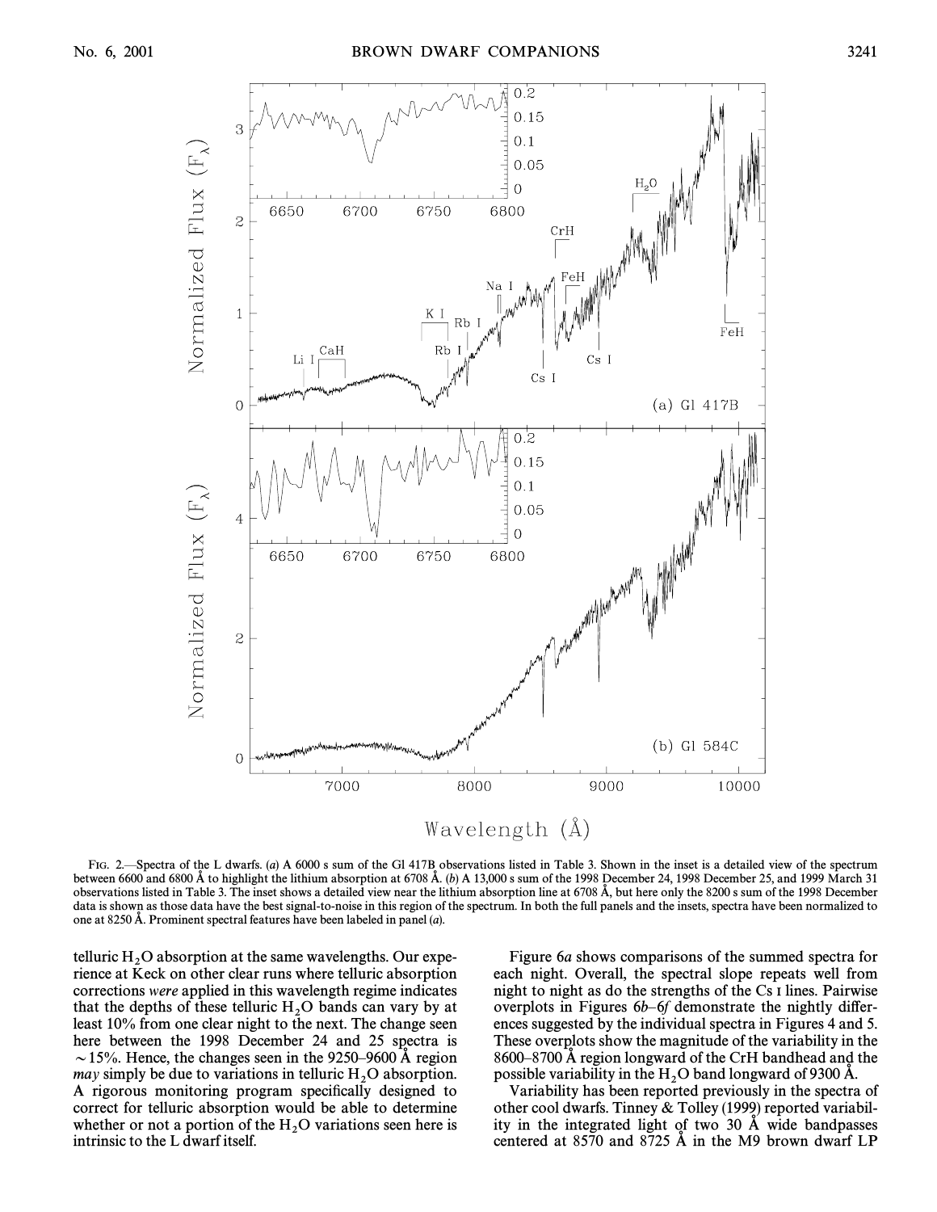FIG. 2.—Spectra of the L dwarfs. (*a*) A 6000 s sum of the Gl 417B observations listed in Table 3. Shown in the inset is a detailed view of the spectrum between 6600 and 6800 Å to highlight the lithium absorption at 6708 Å. (*b*) A 13,000 s sum of the 1998 December 24, 1998 December 25, and 1999 March 31 observations listed in Table 3. The inset shows a detailed view near the lithium absorption line at 6708 Å, but here only the 8200 s sum of the 1998 December data is shown as those data have the best signal-to-noise in this region of the spectrum. In both the full panels and the insets, spectra have been normalized to one at 8250 Å. Prominent spectral features have been labeled in panel (*a*).

telluric $H_2O$ absorption at the same wavelengths. Our experience at Keck on other clear runs where telluric absorption corrections *were* applied in this wavelength regime indicates that the depths of these telluric $H_2O$ bands can vary by at least 10% from one clear night to the next. The change seen here between the 1998 December 24 and 25 spectra is $\sim$15%. Hence, the changes seen in the 9250–9600 Å region *may* simply be due to variations in telluric $H_2O$ absorption. A rigorous monitoring program specifically designed to correct for telluric absorption would be able to determine whether or not a portion of the $H_2O$ variations seen here is intrinsic to the L dwarf itself.

Figure 6*a* shows comparisons of the summed spectra for each night. Overall, the spectral slope repeats well from night to night as do the strengths of the Cs I lines. Pairwise overplots in Figures 6*b*–6*f* demonstrate the nightly differences suggested by the individual spectra in Figures 4 and 5. These overplots show the magnitude of the variability in the 8600–8700 Å region longward of the CrH bandhead and the possible variability in the $H_2O$ band longward of 9300 Å.

Variability has been reported previously in the spectra of other cool dwarfs. Tinney & Tolley (1999) reported variability in the integrated light of two 30 Å wide bandpasses centered at 8570 and 8725 Å in the M9 brown dwarf LP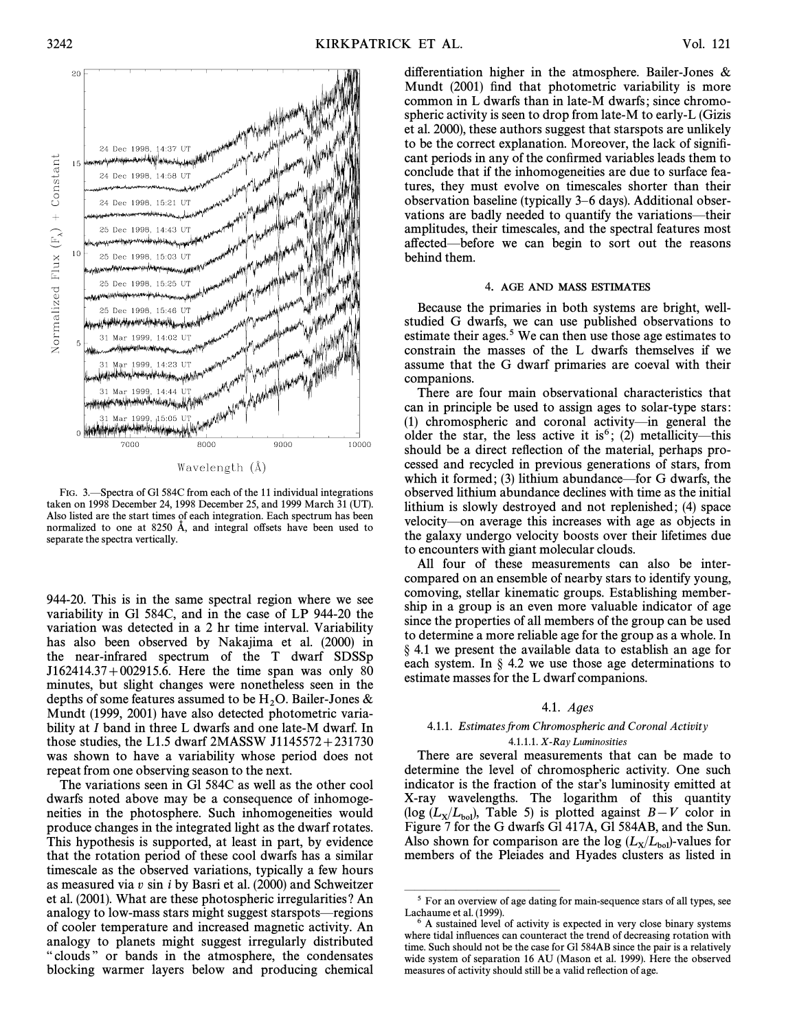FIG. 3.—Spectra of Gl 584C from each of the 11 individual integrations taken on 1998 December 24, 1998 December 25, and 1999 March 31 (UT). Also listed are the start times of each integration. Each spectrum has been normalized to one at 8250 Å, and integral offsets have been used to separate the spectra vertically.

944-20. This is in the same spectral region where we see variability in Gl 584C, and in the case of LP 944-20 the variation was detected in a 2 hr time interval. Variability has also been observed by Nakajima et al. (2000) in the near-infrared spectrum of the T dwarf SDSSp J162414.37+002915.6. Here the time span was only 80 minutes, but slight changes were nonetheless seen in the depths of some features assumed to be $H_2O$. Bailer-Jones & Mundt (1999, 2001) have also detected photometric variability at *I* band in three L dwarfs and one late-M dwarf. In those studies, the L1.5 dwarf 2MASSW J1145572+231730 was shown to have a variability whose period does not repeat from one observing season to the next.

The variations seen in Gl 584C as well as the other cool dwarfs noted above may be a consequence of inhomogeneities in the photosphere. Such inhomogeneities would produce changes in the integrated light as the dwarf rotates. This hypothesis is supported, at least in part, by evidence that the rotation period of these cool dwarfs has a similar timescale as the observed variations, typically a few hours as measured via $v \sin i$ by Basri et al. (2000) and Schweitzer et al. (2001). What are these photospheric irregularities? An analogy to low-mass stars might suggest starspots—regions of cooler temperature and increased magnetic activity. An analogy to planets might suggest irregularly distributed "clouds" or bands in the atmosphere, the condensates blocking warmer layers below and producing chemical differentiation higher in the atmosphere. Bailer-Jones & Mundt (2001) find that photometric variability is more common in L dwarfs than in late-M dwarfs; since chromospheric activity is seen to drop from late-M to early-L (Gizis et al. 2000), these authors suggest that starspots are unlikely to be the correct explanation. Moreover, the lack of significant periods in any of the confirmed variables leads them to conclude that if the inhomogeneities are due to surface features, they must evolve on timescales shorter than their observation baseline (typically 3–6 days). Additional observations are badly needed to quantify the variations—their amplitudes, their timescales, and the spectral features most affected—before we can begin to sort out the reasons behind them.

## 4. AGE AND MASS ESTIMATES

Because the primaries in both systems are bright, well-studied G dwarfs, we can use published observations to estimate their ages.[5] We can then use those age estimates to constrain the masses of the L dwarfs themselves if we assume that the G dwarf primaries are coeval with their companions.

There are four main observational characteristics that can in principle be used to assign ages to solar-type stars: (1) chromospheric and coronal activity—in general the older the star, the less active it is[6]; (2) metallicity—this should be a direct reflection of the material, perhaps processed and recycled in previous generations of stars, from which it formed; (3) lithium abundance—for G dwarfs, the observed lithium abundance declines with time as the initial lithium is slowly destroyed and not replenished; (4) space velocity—on average this increases with age as objects in the galaxy undergo velocity boosts over their lifetimes due to encounters with giant molecular clouds.

All four of these measurements can also be intercompared on an ensemble of nearby stars to identify young, comoving, stellar kinematic groups. Establishing membership in a group is an even more valuable indicator of age since the properties of all members of the group can be used to determine a more reliable age for the group as a whole. In § 4.1 we present the available data to establish an age for each system. In § 4.2 we use those age determinations to estimate masses for the L dwarf companions.

### 4.1. *Ages*

#### 4.1.1. *Estimates from Chromospheric and Coronal Activity*

##### 4.1.1.1. *X-Ray Luminosities*

There are several measurements that can be made to determine the level of chromospheric activity. One such indicator is the fraction of the star's luminosity emitted at X-ray wavelengths. The logarithm of this quantity ($\log (L_X/L_{bol})$, Table 5) is plotted against $B-V$ color in Figure 7 for the G dwarfs Gl 417A, Gl 584AB, and the Sun. Also shown for comparison are the $\log (L_X/L_{bol})$-values for members of the Pleiades and Hyades clusters as listed in

---

[5] For an overview of age dating for main-sequence stars of all types, see Lachaume et al. (1999).

[6] A sustained level of activity is expected in very close binary systems where tidal influences can counteract the trend of decreasing rotation with time. Such should not be the case for Gl 584AB since the pair is a relatively wide system of separation 16 AU (Mason et al. 1999). Here the observed measures of activity should still be a valid reflection of age.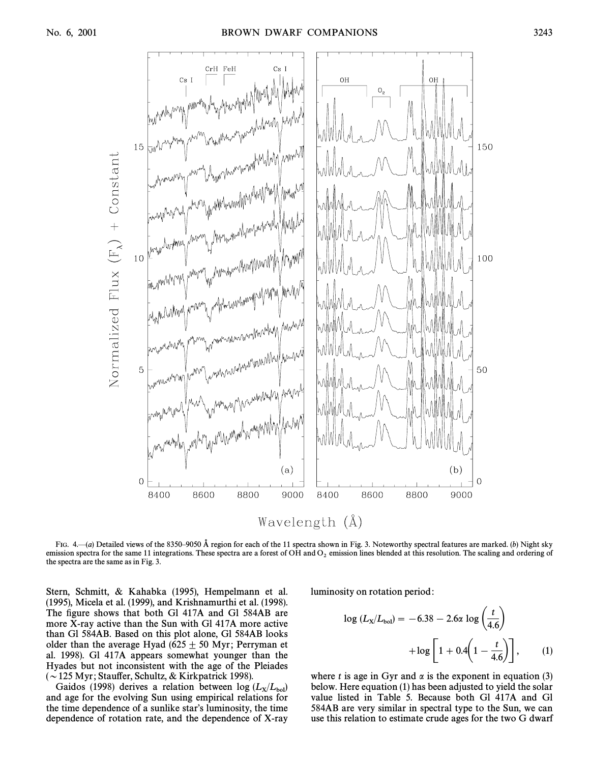FIG. 4.—(*a*) Detailed views of the 8350–9050 Å region for each of the 11 spectra shown in Fig. 3. Noteworthy spectral features are marked. (*b*) Night sky emission spectra for the same 11 integrations. These spectra are a forest of OH and $O_2$ emission lines blended at this resolution. The scaling and ordering of the spectra are the same as in Fig. 3.

Stern, Schmitt, & Kahabka (1995), Hempelmann et al. (1995), Micela et al. (1999), and Krishnamurthi et al. (1998). The figure shows that both Gl 417A and Gl 584AB are more X-ray active than the Sun with Gl 417A more active than Gl 584AB. Based on this plot alone, Gl 584AB looks older than the average Hyad (625 ± 50 Myr; Perryman et al. 1998). Gl 417A appears somewhat younger than the Hyades but not inconsistent with the age of the Pleiades (∼125 Myr; Stauffer, Schultz, & Kirkpatrick 1998).

Gaidos (1998) derives a relation between $\log (L_X/L_{bol})$ and age for the evolving Sun using empirical relations for the time dependence of a sunlike star's luminosity, the time dependence of rotation rate, and the dependence of X-ray luminosity on rotation period:

$$\log (L_X/L_{bol}) = -6.38 - 2.6\alpha \log \left(\frac{t}{4.6}\right) + \log \left[1 + 0.4\left(1 - \frac{t}{4.6}\right)\right], \quad (1)$$

where $t$ is age in Gyr and $\alpha$ is the exponent in equation (3) below. Here equation (1) has been adjusted to yield the solar value listed in Table 5. Because both Gl 417A and Gl 584AB are very similar in spectral type to the Sun, we can use this relation to estimate crude ages for the two G dwarf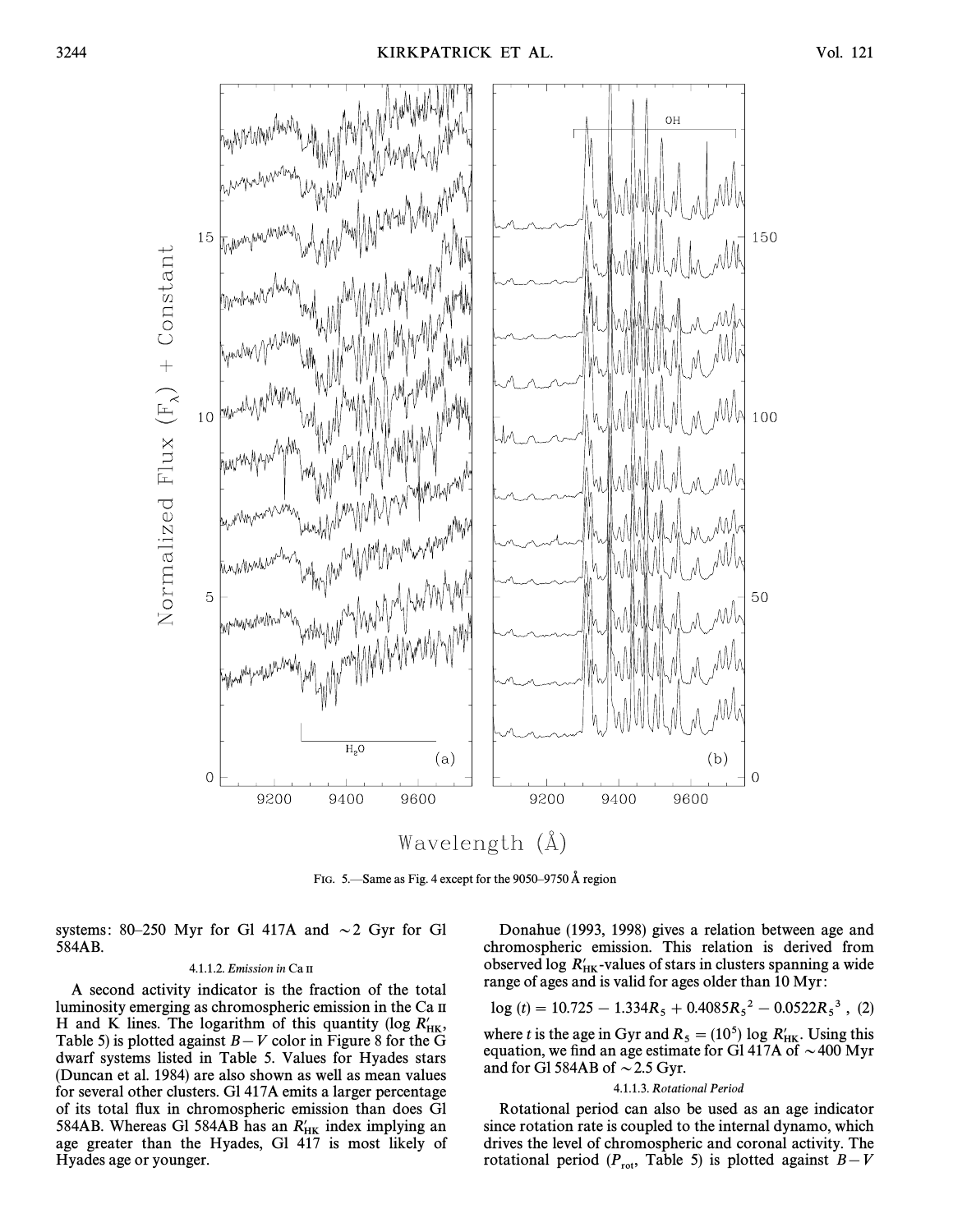FIG. 5.—Same as Fig. 4 except for the 9050–9750 Å region

systems: 80–250 Myr for Gl 417A and ∼2 Gyr for Gl 584AB.

##### 4.1.1.2. *Emission in* Ca II

A second activity indicator is the fraction of the total luminosity emerging as chromospheric emission in the Ca II H and K lines. The logarithm of this quantity (log $R'_{\rm HK}$, Table 5) is plotted against $B-V$ color in Figure 8 for the G dwarf systems listed in Table 5. Values for Hyades stars (Duncan et al. 1984) are also shown as well as mean values for several other clusters. Gl 417A emits a larger percentage of its total flux in chromospheric emission than does Gl 584AB. Whereas Gl 584AB has an $R'_{\rm HK}$ index implying an age greater than the Hyades, Gl 417 is most likely of Hyades age or younger.

Donahue (1993, 1998) gives a relation between age and chromospheric emission. This relation is derived from observed log $R'_{\rm HK}$-values of stars in clusters spanning a wide range of ages and is valid for ages older than 10 Myr:

$$\log(t) = 10.725 - 1.334R_5 + 0.4085R_5^{\,2} - 0.0522R_5^{\,3}\ , \quad (2)$$

where $t$ is the age in Gyr and $R_5 = (10^5) \log R'_{\rm HK}$. Using this equation, we find an age estimate for Gl 417A of ∼400 Myr and for Gl 584AB of ∼2.5 Gyr.

##### 4.1.1.3. *Rotational Period*

Rotational period can also be used as an age indicator since rotation rate is coupled to the internal dynamo, which drives the level of chromospheric and coronal activity. The rotational period ($P_{\rm rot}$, Table 5) is plotted against $B-V$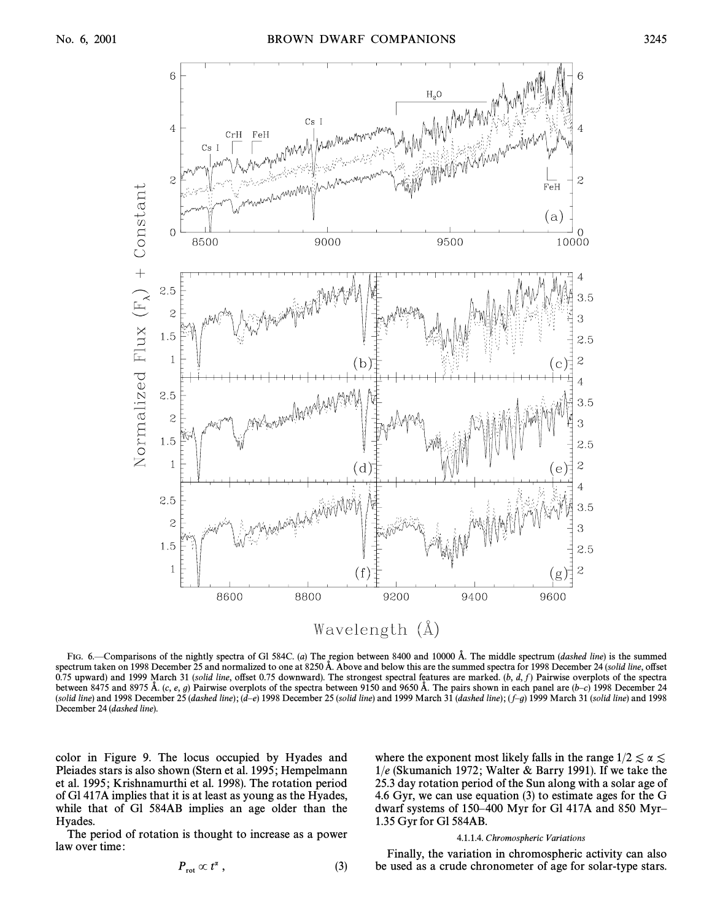FIG. 6.—Comparisons of the nightly spectra of Gl 584C. (*a*) The region between 8400 and 10000 Å. The middle spectrum (*dashed line*) is the summed spectrum taken on 1998 December 25 and normalized to one at 8250 Å. Above and below this are the summed spectra for 1998 December 24 (*solid line*, offset 0.75 upward) and 1999 March 31 (*solid line*, offset 0.75 downward). The strongest spectral features are marked. (*b*, *d*, *f*) Pairwise overplots of the spectra between 8475 and 8975 Å. (*c*, *e*, *g*) Pairwise overplots of the spectra between 9150 and 9650 Å. The pairs shown in each panel are (*b*–*c*) 1998 December 24 (*solid line*) and 1998 December 25 (*dashed line*); (*d*–*e*) 1998 December 25 (*solid line*) and 1999 March 31 (*dashed line*); (*f*–*g*) 1999 March 31 (*solid line*) and 1998 December 24 (*dashed line*).

color in Figure 9. The locus occupied by Hyades and Pleiades stars is also shown (Stern et al. 1995; Hempelmann et al. 1995; Krishnamurthi et al. 1998). The rotation period of Gl 417A implies that it is at least as young as the Hyades, while that of Gl 584AB implies an age older than the Hyades.

The period of rotation is thought to increase as a power law over time:

$$P_{\rm rot} \propto t^{\alpha} , \qquad (3)$$

where the exponent most likely falls in the range $1/2 \lesssim \alpha \lesssim 1/e$ (Skumanich 1972; Walter & Barry 1991). If we take the 25.3 day rotation period of the Sun along with a solar age of 4.6 Gyr, we can use equation (3) to estimate ages for the G dwarf systems of 150–400 Myr for Gl 417A and 850 Myr–1.35 Gyr for Gl 584AB.

#### 4.1.1.4. *Chromospheric Variations*

Finally, the variation in chromospheric activity can also be used as a crude chronometer of age for solar-type stars.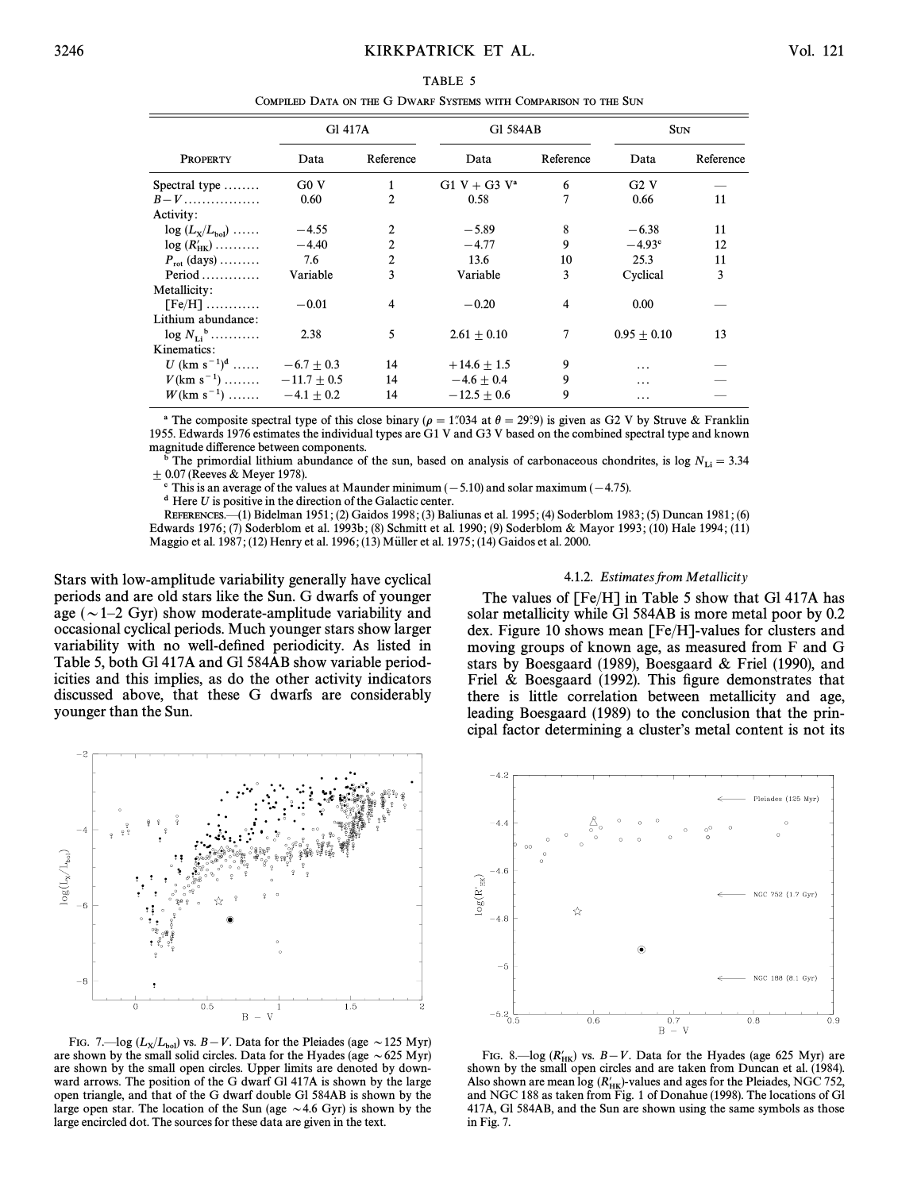TABLE 5

COMPILED DATA ON THE G DWARF SYSTEMS WITH COMPARISON TO THE SUN

| | Gl 417A | | Gl 584AB | | SUN | |
|---|---|---|---|---|---|---|
| PROPERTY | Data | Reference | Data | Reference | Data | Reference |
| Spectral type ........ | G0 V | 1 | G1 V + G3 V[a] | 6 | G2 V | — |
| $B-V$ ................ | 0.60 | 2 | 0.58 | 7 | 0.66 | 11 |
| Activity: | | | | | | |
| $\log (L_X/L_{bol})$ ...... | −4.55 | 2 | −5.89 | 8 | −6.38 | 11 |
| $\log (R'_{HK})$ .......... | −4.40 | 2 | −4.77 | 9 | −4.93[c] | 12 |
| $P_{rot}$ (days) ......... | 7.6 | 2 | 13.6 | 10 | 25.3 | 11 |
| Period ............. | Variable | 3 | Variable | 3 | Cyclical | 3 |
| Metallicity: | | | | | | |
| [Fe/H] ............ | −0.01 | 4 | −0.20 | 4 | 0.00 | — |
| Lithium abundance: | | | | | | |
| $\log N_{Li}$[b] .......... | 2.38 | 5 | 2.61 ± 0.10 | 7 | 0.95 ± 0.10 | 13 |
| Kinematics: | | | | | | |
| $U$ (km s$^{-1}$)[d] ...... | −6.7 ± 0.3 | 14 | +14.6 ± 1.5 | 9 | ... | — |
| $V$ (km s$^{-1}$) ........ | −11.7 ± 0.5 | 14 | −4.6 ± 0.4 | 9 | ... | — |
| $W$ (km s$^{-1}$) ....... | −4.1 ± 0.2 | 14 | −12.5 ± 0.6 | 9 | ... | — |

[a] The composite spectral type of this close binary ($\rho = 1''034$ at $\theta = 29°9$) is given as G2 V by Struve & Franklin 1955. Edwards 1976 estimates the individual types are G1 V and G3 V based on the combined spectral type and known magnitude difference between components.

[b] The primordial lithium abundance of the sun, based on analysis of carbonaceous chondrites, is $\log N_{Li} = 3.34 \pm 0.07$ (Reeves & Meyer 1978).

[c] This is an average of the values at Maunder minimum (−5.10) and solar maximum (−4.75).

[d] Here $U$ is positive in the direction of the Galactic center.

REFERENCES.—(1) Bidelman 1951; (2) Gaidos 1998; (3) Baliunas et al. 1995; (4) Soderblom 1983; (5) Duncan 1981; (6) Edwards 1976; (7) Soderblom et al. 1993b; (8) Schmitt et al. 1990; (9) Soderblom & Mayor 1993; (10) Hale 1994; (11) Maggio et al. 1987; (12) Henry et al. 1996; (13) Müller et al. 1975; (14) Gaidos et al. 2000.

Stars with low-amplitude variability generally have cyclical periods and are old stars like the Sun. G dwarfs of younger age (∼1–2 Gyr) show moderate-amplitude variability and occasional cyclical periods. Much younger stars show larger variability with no well-defined periodicity. As listed in Table 5, both Gl 417A and Gl 584AB show variable periodicities and this implies, as do the other activity indicators discussed above, that these G dwarfs are considerably younger than the Sun.

FIG. 7.—$\log (L_X/L_{bol})$ vs. $B-V$. Data for the Pleiades (age ∼125 Myr) are shown by the small solid circles. Data for the Hyades (age ∼625 Myr) are shown by the small open circles. Upper limits are denoted by downward arrows. The position of the G dwarf Gl 417A is shown by the large open triangle, and that of the G dwarf double Gl 584AB is shown by the large open star. The location of the Sun (age ∼4.6 Gyr) is shown by the large encircled dot. The sources for these data are given in the text.

#### 4.1.2. *Estimates from Metallicity*

The values of [Fe/H] in Table 5 show that Gl 417A has solar metallicity while Gl 584AB is more metal poor by 0.2 dex. Figure 10 shows mean [Fe/H]-values for clusters and moving groups of known age, as measured from F and G stars by Boesgaard (1989), Boesgaard & Friel (1990), and Friel & Boesgaard (1992). This figure demonstrates that there is little correlation between metallicity and age, leading Boesgaard (1989) to the conclusion that the principal factor determining a cluster's metal content is not its

FIG. 8.—$\log (R'_{HK})$ vs. $B-V$. Data for the Hyades (age 625 Myr) are shown by the small open circles and are taken from Duncan et al. (1984). Also shown are mean $\log (R'_{HK})$-values and ages for the Pleiades, NGC 752, and NGC 188 as taken from Fig. 1 of Donahue (1998). The locations of Gl 417A, Gl 584AB, and the Sun are shown using the same symbols as those in Fig. 7.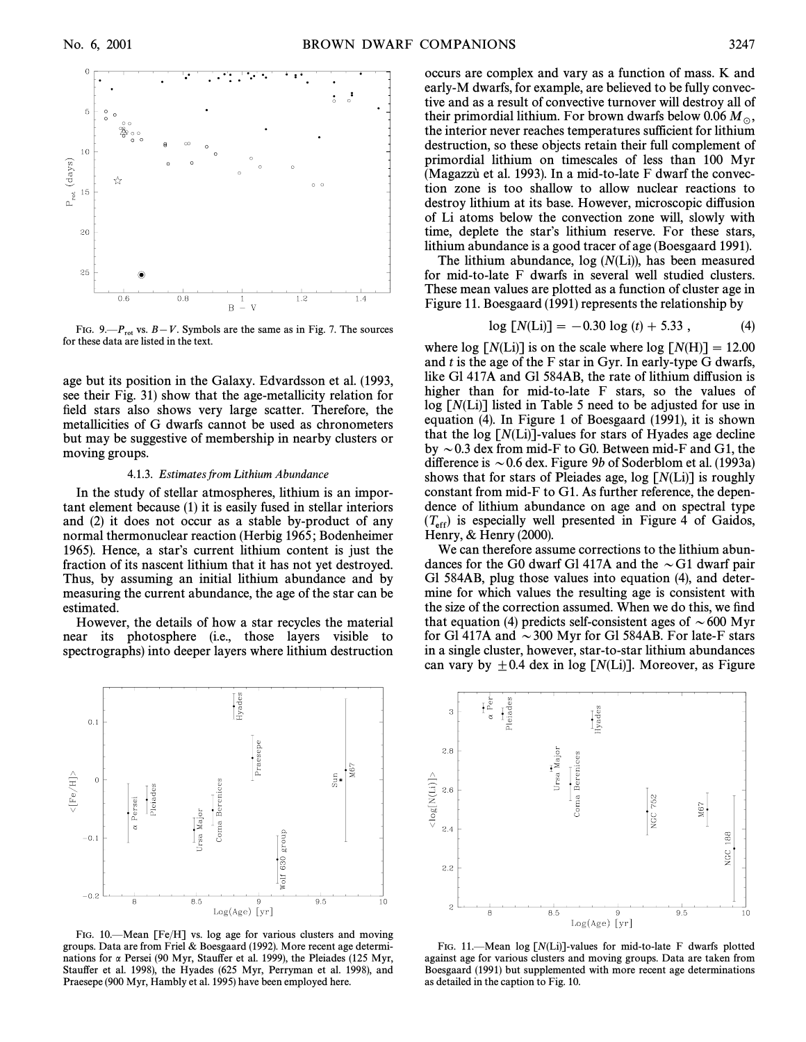FIG. 9.—$P_{rot}$ vs. $B-V$. Symbols are the same as in Fig. 7. The sources for these data are listed in the text.

age but its position in the Galaxy. Edvardsson et al. (1993, see their Fig. 31) show that the age-metallicity relation for field stars also shows very large scatter. Therefore, the metallicities of G dwarfs cannot be used as chronometers but may be suggestive of membership in nearby clusters or moving groups.

#### 4.1.3. *Estimates from Lithium Abundance*

In the study of stellar atmospheres, lithium is an important element because (1) it is easily fused in stellar interiors and (2) it does not occur as a stable by-product of any normal thermonuclear reaction (Herbig 1965; Bodenheimer 1965). Hence, a star's current lithium content is just the fraction of its nascent lithium that it has not yet destroyed. Thus, by assuming an initial lithium abundance and by measuring the current abundance, the age of the star can be estimated.

However, the details of how a star recycles the material near its photosphere (i.e., those layers visible to spectrographs) into deeper layers where lithium destruction occurs are complex and vary as a function of mass. K and early-M dwarfs, for example, are believed to be fully convective and as a result of convective turnover will destroy all of their primordial lithium. For brown dwarfs below 0.06 $M_\odot$, the interior never reaches temperatures sufficient for lithium destruction, so these objects retain their full complement of primordial lithium on timescales of less than 100 Myr (Magazzù et al. 1993). In a mid-to-late F dwarf the convection zone is too shallow to allow nuclear reactions to destroy lithium at its base. However, microscopic diffusion of Li atoms below the convection zone will, slowly with time, deplete the star's lithium reserve. For these stars, lithium abundance is a good tracer of age (Boesgaard 1991).

The lithium abundance, log ($N$(Li)), has been measured for mid-to-late F dwarfs in several well studied clusters. These mean values are plotted as a function of cluster age in Figure 11. Boesgaard (1991) represents the relationship by

$$\log [N(\mathrm{Li})] = -0.30 \log (t) + 5.33 , \tag{4}$$

where log [$N$(Li)] is on the scale where log [$N$(H)] = 12.00 and $t$ is the age of the F star in Gyr. In early-type G dwarfs, like Gl 417A and Gl 584AB, the rate of lithium diffusion is higher than for mid-to-late F stars, so the values of log [$N$(Li)] listed in Table 5 need to be adjusted for use in equation (4). In Figure 1 of Boesgaard (1991), it is shown that the log [$N$(Li)]-values for stars of Hyades age decline by ~0.3 dex from mid-F to G0. Between mid-F and G1, the difference is ~0.6 dex. Figure 9*b* of Soderblom et al. (1993a) shows that for stars of Pleiades age, log [$N$(Li)] is roughly constant from mid-F to G1. As further reference, the dependence of lithium abundance on age and on spectral type ($T_{\mathrm{eff}}$) is especially well presented in Figure 4 of Gaidos, Henry, & Henry (2000).

We can therefore assume corrections to the lithium abundances for the G0 dwarf Gl 417A and the ~G1 dwarf pair Gl 584AB, plug those values into equation (4), and determine for which values the resulting age is consistent with the size of the correction assumed. When we do this, we find that equation (4) predicts self-consistent ages of ~600 Myr for Gl 417A and ~300 Myr for Gl 584AB. For late-F stars in a single cluster, however, star-to-star lithium abundances can vary by ±0.4 dex in log [$N$(Li)]. Moreover, as Figure

FIG. 10.—Mean [Fe/H] vs. log age for various clusters and moving groups. Data are from Friel & Boesgaard (1992). More recent age determinations for α Persei (90 Myr, Stauffer et al. 1999), the Pleiades (125 Myr, Stauffer et al. 1998), the Hyades (625 Myr, Perryman et al. 1998), and Praesepe (900 Myr, Hambly et al. 1995) have been employed here.

FIG. 11.—Mean log [$N$(Li)]-values for mid-to-late F dwarfs plotted against age for various clusters and moving groups. Data are taken from Boesgaard (1991) but supplemented with more recent age determinations as detailed in the caption to Fig. 10.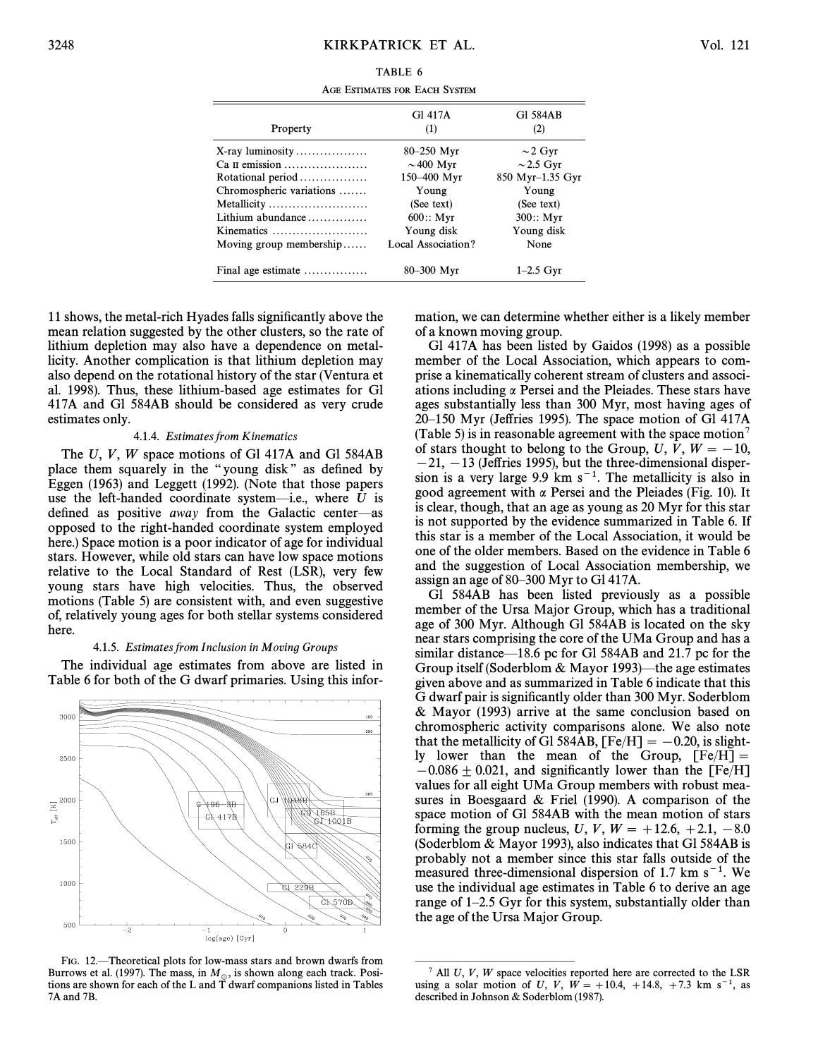TABLE 6

Age Estimates for Each System

| Property | Gl 417A (1) | Gl 584AB (2) |
|---|---|---|
| X-ray luminosity | 80–250 Myr | ∼2 Gyr |
| Ca II emission | ∼400 Myr | ∼2.5 Gyr |
| Rotational period | 150–400 Myr | 850 Myr–1.35 Gyr |
| Chromospheric variations | Young | Young |
| Metallicity | (See text) | (See text) |
| Lithium abundance | 600:: Myr | 300:: Myr |
| Kinematics | Young disk | Young disk |
| Moving group membership | Local Association? | None |
| Final age estimate | 80–300 Myr | 1–2.5 Gyr |

11 shows, the metal-rich Hyades falls significantly above the mean relation suggested by the other clusters, so the rate of lithium depletion may also have a dependence on metallicity. Another complication is that lithium depletion may also depend on the rotational history of the star (Ventura et al. 1998). Thus, these lithium-based age estimates for Gl 417A and Gl 584AB should be considered as very crude estimates only.

#### 4.1.4. *Estimates from Kinematics*

The $U$, $V$, $W$ space motions of Gl 417A and Gl 584AB place them squarely in the "young disk" as defined by Eggen (1963) and Leggett (1992). (Note that those papers use the left-handed coordinate system—i.e., where $U$ is defined as positive *away* from the Galactic center—as opposed to the right-handed coordinate system employed here.) Space motion is a poor indicator of age for individual stars. However, while old stars can have low space motions relative to the Local Standard of Rest (LSR), very few young stars have high velocities. Thus, the observed motions (Table 5) are consistent with, and even suggestive of, relatively young ages for both stellar systems considered here.

#### 4.1.5. *Estimates from Inclusion in Moving Groups*

The individual age estimates from above are listed in Table 6 for both of the G dwarf primaries. Using this information, we can determine whether either is a likely member of a known moving group.

Gl 417A has been listed by Gaidos (1998) as a possible member of the Local Association, which appears to comprise a kinematically coherent stream of clusters and associations including α Persei and the Pleiades. These stars have ages substantially less than 300 Myr, most having ages of 20–150 Myr (Jeffries 1995). The space motion of Gl 417A (Table 5) is in reasonable agreement with the space motion[7] of stars thought to belong to the Group, $U$, $V$, $W = -10$, $-21$, $-13$ (Jeffries 1995), but the three-dimensional dispersion is a very large 9.9 km s$^{-1}$. The metallicity is also in good agreement with α Persei and the Pleiades (Fig. 10). It is clear, though, that an age as young as 20 Myr for this star is not supported by the evidence summarized in Table 6. If this star is a member of the Local Association, it would be one of the older members. Based on the evidence in Table 6 and the suggestion of Local Association membership, we assign an age of 80–300 Myr to Gl 417A.

Gl 584AB has been listed previously as a possible member of the Ursa Major Group, which has a traditional age of 300 Myr. Although Gl 584AB is located on the sky near stars comprising the core of the UMa Group and has a similar distance—18.6 pc for Gl 584AB and 21.7 pc for the Group itself (Soderblom & Mayor 1993)—the age estimates given above and as summarized in Table 6 indicate that this G dwarf pair is significantly older than 300 Myr. Soderblom & Mayor (1993) arrive at the same conclusion based on chromospheric activity comparisons alone. We also note that the metallicity of Gl 584AB, [Fe/H] $= -0.20$, is slightly lower than the mean of the Group, [Fe/H] $= -0.086 \pm 0.021$, and significantly lower than the [Fe/H] values for all eight UMa Group members with robust measures in Boesgaard & Friel (1990). A comparison of the space motion of Gl 584AB with the mean motion of stars forming the group nucleus, $U$, $V$, $W = +12.6$, $+2.1$, $-8.0$ (Soderblom & Mayor 1993), also indicates that Gl 584AB is probably not a member since this star falls outside of the measured three-dimensional dispersion of 1.7 km s$^{-1}$. We use the individual age estimates in Table 6 to derive an age range of 1–2.5 Gyr for this system, substantially older than the age of the Ursa Major Group.

Fig. 12.—Theoretical plots for low-mass stars and brown dwarfs from Burrows et al. (1997). The mass, in $M_{\odot}$, is shown along each track. Positions are shown for each of the L and T dwarf companions listed in Tables 7A and 7B.

[7] All $U$, $V$, $W$ space velocities reported here are corrected to the LSR using a solar motion of $U$, $V$, $W = +10.4$, $+14.8$, $+7.3$ km s$^{-1}$, as described in Johnson & Soderblom (1987).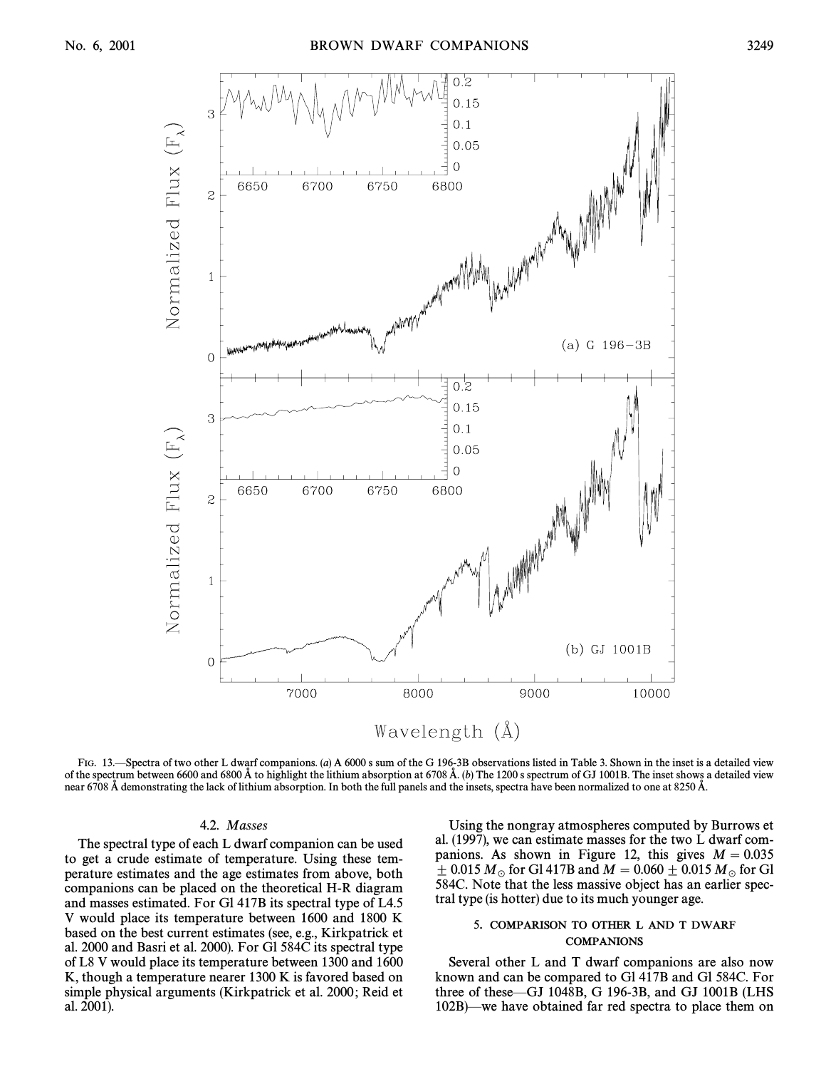FIG. 13.—Spectra of two other L dwarf companions. (*a*) A 6000 s sum of the G 196-3B observations listed in Table 3. Shown in the inset is a detailed view of the spectrum between 6600 and 6800 Å to highlight the lithium absorption at 6708 Å. (*b*) The 1200 s spectrum of GJ 1001B. The inset shows a detailed view near 6708 Å demonstrating the lack of lithium absorption. In both the full panels and the insets, spectra have been normalized to one at 8250 Å.

### 4.2. *Masses*

The spectral type of each L dwarf companion can be used to get a crude estimate of temperature. Using these temperature estimates and the age estimates from above, both companions can be placed on the theoretical H-R diagram and masses estimated. For Gl 417B its spectral type of L4.5 V would place its temperature between 1600 and 1800 K based on the best current estimates (see, e.g., Kirkpatrick et al. 2000 and Basri et al. 2000). For Gl 584C its spectral type of L8 V would place its temperature between 1300 and 1600 K, though a temperature nearer 1300 K is favored based on simple physical arguments (Kirkpatrick et al. 2000; Reid et al. 2001).

Using the nongray atmospheres computed by Burrows et al. (1997), we can estimate masses for the two L dwarf companions. As shown in Figure 12, this gives $M = 0.035 \pm 0.015\ M_\odot$ for Gl 417B and $M = 0.060 \pm 0.015\ M_\odot$ for Gl 584C. Note that the less massive object has an earlier spectral type (is hotter) due to its much younger age.

## 5. COMPARISON TO OTHER L AND T DWARF COMPANIONS

Several other L and T dwarf companions are also now known and can be compared to Gl 417B and Gl 584C. For three of these—GJ 1048B, G 196-3B, and GJ 1001B (LHS 102B)—we have obtained far red spectra to place them on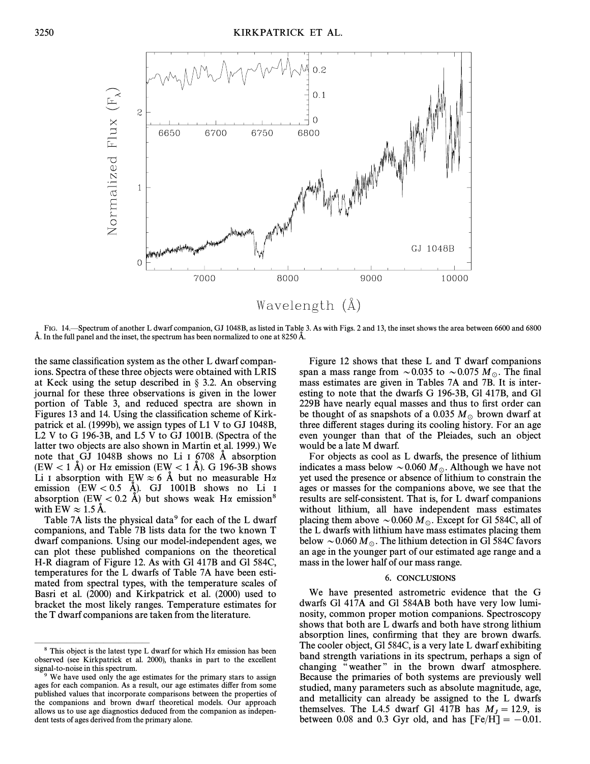FIG. 14.—Spectrum of another L dwarf companion, GJ 1048B, as listed in Table 3. As with Figs. 2 and 13, the inset shows the area between 6600 and 6800 Å. In the full panel and the inset, the spectrum has been normalized to one at 8250 Å.

the same classification system as the other L dwarf companions. Spectra of these three objects were obtained with LRIS at Keck using the setup described in § 3.2. An observing journal for these three observations is given in the lower portion of Table 3, and reduced spectra are shown in Figures 13 and 14. Using the classification scheme of Kirkpatrick et al. (1999b), we assign types of L1 V to GJ 1048B, L2 V to G 196-3B, and L5 V to GJ 1001B. (Spectra of the latter two objects are also shown in Martín et al. 1999.) We note that GJ 1048B shows no Li I 6708 Å absorption (EW < 1 Å) or Hα emission (EW < 1 Å). G 196-3B shows Li I absorption with EW ≈ 6 Å but no measurable Hα emission (EW < 0.5 Å). GJ 1001B shows no Li I absorption (EW < 0.2 Å) but shows weak Hα emission[8] with EW ≈ 1.5 Å.

Table 7A lists the physical data[9] for each of the L dwarf companions, and Table 7B lists data for the two known T dwarf companions. Using our model-independent ages, we can plot these published companions on the theoretical H-R diagram of Figure 12. As with Gl 417B and Gl 584C, temperatures for the L dwarfs of Table 7A have been estimated from spectral types, with the temperature scales of Basri et al. (2000) and Kirkpatrick et al. (2000) used to bracket the most likely ranges. Temperature estimates for the T dwarf companions are taken from the literature.

Figure 12 shows that these L and T dwarf companions span a mass range from $\sim 0.035$ to $\sim 0.075\ M_\odot$. The final mass estimates are given in Tables 7A and 7B. It is interesting to note that the dwarfs G 196-3B, Gl 417B, and Gl 229B have nearly equal masses and thus to first order can be thought of as snapshots of a $0.035\ M_\odot$ brown dwarf at three different stages during its cooling history. For an age even younger than that of the Pleiades, such an object would be a late M dwarf.

For objects as cool as L dwarfs, the presence of lithium indicates a mass below $\sim 0.060\ M_\odot$. Although we have not yet used the presence or absence of lithium to constrain the ages or masses for the companions above, we see that the results are self-consistent. That is, for L dwarf companions without lithium, all have independent mass estimates placing them above $\sim 0.060\ M_\odot$. Except for Gl 584C, all of the L dwarfs with lithium have mass estimates placing them below $\sim 0.060\ M_\odot$. The lithium detection in Gl 584C favors an age in the younger part of our estimated age range and a mass in the lower half of our mass range.

## 6. CONCLUSIONS

We have presented astrometric evidence that the G dwarfs Gl 417A and Gl 584AB both have very low luminosity, common proper motion companions. Spectroscopy shows that both are L dwarfs and both have strong lithium absorption lines, confirming that they are brown dwarfs. The cooler object, Gl 584C, is a very late L dwarf exhibiting band strength variations in its spectrum, perhaps a sign of changing "weather" in the brown dwarf atmosphere. Because the primaries of both systems are previously well studied, many parameters such as absolute magnitude, age, and metallicity can already be assigned to the L dwarfs themselves. The L4.5 dwarf Gl 417B has $M_J = 12.9$, is between 0.08 and 0.3 Gyr old, and has [Fe/H] = −0.01.

[8] This object is the latest type L dwarf for which Hα emission has been observed (see Kirkpatrick et al. 2000), thanks in part to the excellent signal-to-noise in this spectrum.

[9] We have used only the age estimates for the primary stars to assign ages for each companion. As a result, our age estimates differ from some published values that incorporate comparisons between the properties of the companions and brown dwarf theoretical models. Our approach allows us to use age diagnostics deduced from the companion as independent tests of ages derived from the primary alone.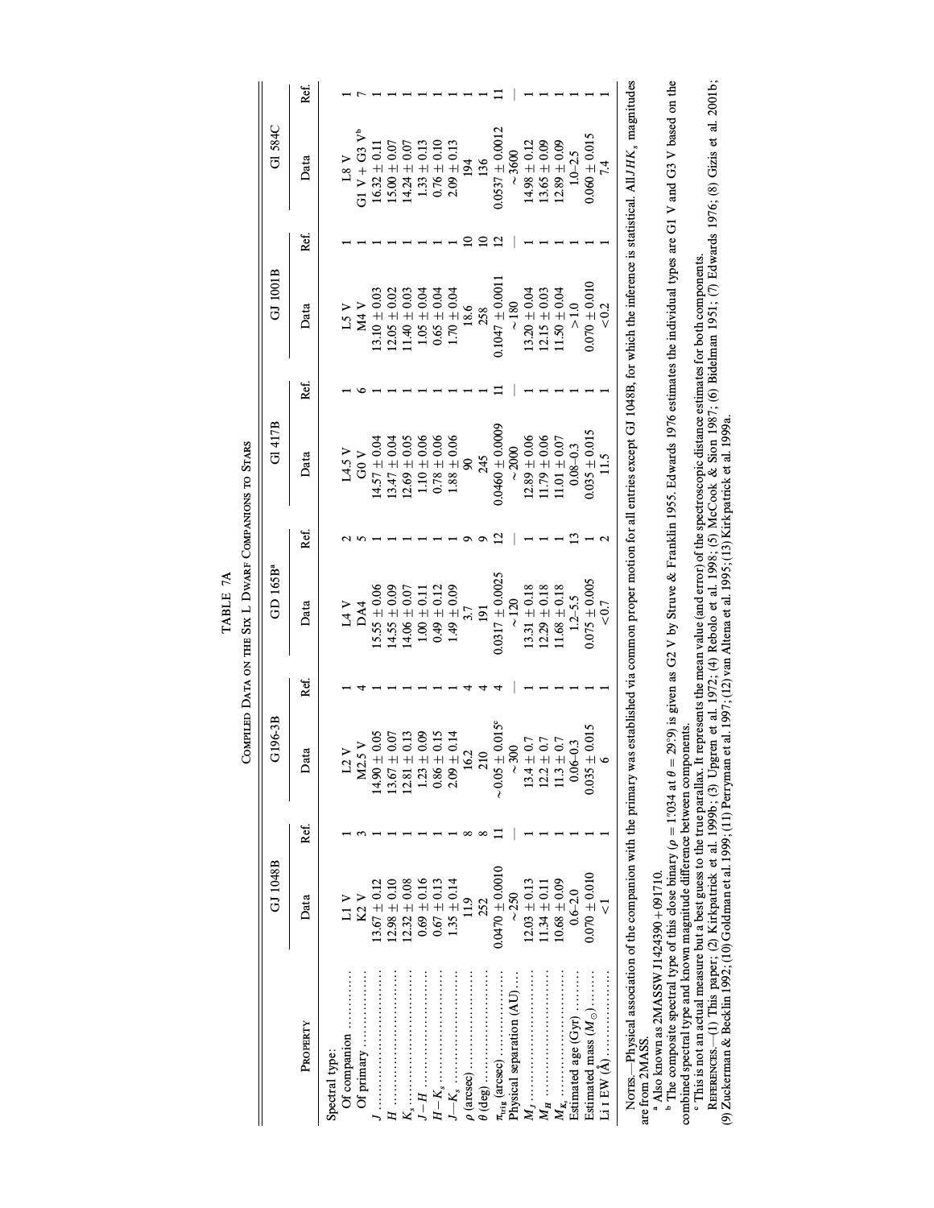TABLE 7A

Compiled Data on the Six L Dwarf Companions to Stars

| Property | GJ 1048B Data | Ref. | G196-3B Data | Ref. | GD 165B[a] Data | Ref. | Gl 417B Data | Ref. | GJ 1001B Data | Ref. | Gl 584C Data | Ref. |
|---|---|---|---|---|---|---|---|---|---|---|---|---|
| Spectral type: | | | | | | | | | | | | |
| Of companion | L1 V | 1 | L2 V | 1 | L4 V | 2 | L4.5 V | 1 | L5 V | 1 | L8 V | 1 |
| Of primary | K2 V | 3 | M2.5 V | 4 | DA4 | 5 | G0 V | 6 | M4 V | 1 | G1 V + G3 V[b] | 7 |
| $J$ | 13.67 ± 0.12 | 1 | 14.90 ± 0.05 | 1 | 15.55 ± 0.06 | 1 | 14.57 ± 0.04 | 1 | 13.10 ± 0.03 | 1 | 16.32 ± 0.11 | 1 |
| $H$ | 12.98 ± 0.10 | 1 | 13.67 ± 0.07 | 1 | 14.55 ± 0.09 | 1 | 13.47 ± 0.04 | 1 | 12.05 ± 0.02 | 1 | 15.00 ± 0.07 | 1 |
| $K_s$ | 12.32 ± 0.08 | 1 | 12.81 ± 0.13 | 1 | 14.06 ± 0.07 | 1 | 12.69 ± 0.05 | 1 | 11.40 ± 0.03 | 1 | 14.24 ± 0.07 | 1 |
| $J-H$ | 0.69 ± 0.16 | 1 | 1.23 ± 0.09 | 1 | 1.00 ± 0.11 | 1 | 1.10 ± 0.06 | 1 | 1.05 ± 0.04 | 1 | 1.33 ± 0.13 | 1 |
| $H-K_s$ | 0.67 ± 0.13 | 1 | 0.86 ± 0.15 | 1 | 0.49 ± 0.12 | 1 | 0.78 ± 0.06 | 1 | 0.65 ± 0.04 | 1 | 0.76 ± 0.10 | 1 |
| $J-K_s$ | 1.35 ± 0.14 | 1 | 2.09 ± 0.14 | 1 | 1.49 ± 0.09 | 1 | 1.88 ± 0.06 | 1 | 1.70 ± 0.04 | 1 | 2.09 ± 0.13 | 1 |
| $\rho$ (arcsec) | 11.9 | 8 | 16.2 | 4 | 3.7 | 9 | 90 | 1 | 18.6 | 10 | 194 | 1 |
| $\theta$ (deg) | 252 | 8 | 210 | 4 | 191 | 9 | 245 | 1 | 258 | 10 | 136 | 1 |
| $\pi_{trig}$ (arcsec) | 0.0470 ± 0.0010 | 11 | ~0.05 ± 0.015[c] | 4 | 0.0317 ± 0.0025 | 12 | 0.0460 ± 0.0009 | 11 | 0.1047 ± 0.0011 | 12 | 0.0537 ± 0.0012 | 11 |
| Physical separation (AU) | ~250 | — | ~300 | — | ~120 | — | ~2000 | — | ~180 | — | ~3600 | — |
| $M_J$ | 12.03 ± 0.13 | 1 | 13.4 ± 0.7 | 1 | 13.31 ± 0.18 | 1 | 12.89 ± 0.06 | 1 | 13.20 ± 0.04 | 1 | 14.98 ± 0.12 | 1 |
| $M_H$ | 11.34 ± 0.11 | 1 | 12.2 ± 0.7 | 1 | 12.29 ± 0.18 | 1 | 11.79 ± 0.06 | 1 | 12.15 ± 0.03 | 1 | 13.65 ± 0.09 | 1 |
| $M_{K_s}$ | 10.68 ± 0.09 | 1 | 11.3 ± 0.7 | 1 | 11.68 ± 0.18 | 1 | 11.01 ± 0.07 | 1 | 11.50 ± 0.04 | 1 | 12.89 ± 0.09 | 1 |
| Estimated age (Gyr) | 0.6–2.0 | 1 | 0.06–0.3 | 1 | 1.2–5.5 | 13 | 0.08–0.3 | 1 | >1.0 | 1 | 1.0–2.5 | 1 |
| Estimated mass ($M_\odot$) | 0.070 ± 0.010 | 1 | 0.035 ± 0.015 | 1 | 0.075 ± 0.005 | 1 | 0.035 ± 0.015 | 1 | 0.070 ± 0.010 | 1 | 0.060 ± 0.015 | 1 |
| Li I EW (Å) | <1 | 1 | 6 | 1 | <0.7 | 2 | 11.5 | 1 | <0.2 | 1 | 7.4 | 1 |

Notes.—Physical association of the companion with the primary was established via common proper motion for all entries except GJ 1048B, for which the inference is statistical. All $JHK_s$ magnitudes are from 2MASS.

[a] Also known as 2MASSW J1424390+091710.

[b] The composite spectral type of this close binary ($\rho$ = 1."034 at $\theta$ = 29°.9) is given as G2 V by Struve & Franklin 1955. Edwards 1976 estimates the individual types are G1 V and G3 V based on the combined spectral type and known magnitude difference between components.

[c] This is not an actual measure but a best guess to the true parallax. It represents the mean value (and error) of the spectroscopic distance estimates for both components.

References.—(1) This paper; (2) Kirkpatrick et al. 1999b; (3) Upgren et al. 1972; (4) Rebolo et al. 1998; (5) McCook & Sion 1987; (6) Bidelman 1951; (7) Edwards 1976; (8) Gizis et al. 2001b; (9) Zuckerman & Becklin 1992; (10) Goldman et al. 1999; (11) Perryman et al. 1997; (12) van Altena et al. 1995; (13) Kirkpatrick et al. 1999a.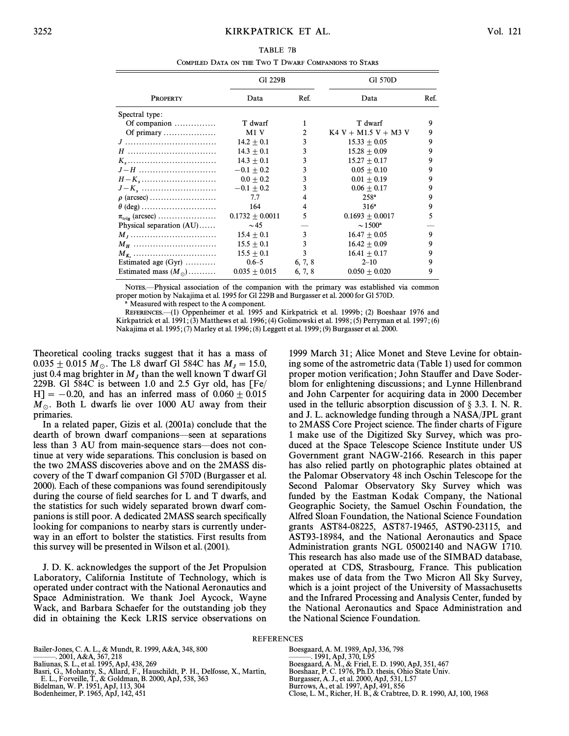TABLE 7B

Compiled Data on the Two T Dwarf Companions to Stars

| Property | Gl 229B Data | Ref. | Gl 570D Data | Ref. |
|---|---|---|---|---|
| Spectral type: | | | | |
| Of companion | T dwarf | 1 | T dwarf | 9 |
| Of primary | M1 V | 2 | K4 V + M1.5 V + M3 V | 9 |
| $J$ | $14.2 \pm 0.1$ | 3 | $15.33 \pm 0.05$ | 9 |
| $H$ | $14.3 \pm 0.1$ | 3 | $15.28 \pm 0.09$ | 9 |
| $K_s$ | $14.3 \pm 0.1$ | 3 | $15.27 \pm 0.17$ | 9 |
| $J-H$ | $-0.1 \pm 0.2$ | 3 | $0.05 \pm 0.10$ | 9 |
| $H-K_s$ | $0.0 \pm 0.2$ | 3 | $0.01 \pm 0.19$ | 9 |
| $J-K_s$ | $-0.1 \pm 0.2$ | 3 | $0.06 \pm 0.17$ | 9 |
| $\rho$ (arcsec) | 7.7 | 4 | 258[a] | 9 |
| $\theta$ (deg) | 164 | 4 | 316[a] | 9 |
| $\pi_{trig}$ (arcsec) | $0.1732 \pm 0.0011$ | 5 | $0.1693 \pm 0.0017$ | 5 |
| Physical separation (AU) | ~45 | — | ~1500[a] | — |
| $M_J$ | $15.4 \pm 0.1$ | 3 | $16.47 \pm 0.05$ | 9 |
| $M_H$ | $15.5 \pm 0.1$ | 3 | $16.42 \pm 0.09$ | 9 |
| $M_{K_s}$ | $15.5 \pm 0.1$ | 3 | $16.41 \pm 0.17$ | 9 |
| Estimated age (Gyr) | 0.6–5 | 6, 7, 8 | 2–10 | 9 |
| Estimated mass ($M_\odot$) | $0.035 \pm 0.015$ | 6, 7, 8 | $0.050 \pm 0.020$ | 9 |

Notes.—Physical association of the companion with the primary was established via common proper motion by Nakajima et al. 1995 for Gl 229B and Burgasser et al. 2000 for Gl 570D.

[a] Measured with respect to the A component.

References.—(1) Oppenheimer et al. 1995 and Kirkpatrick et al. 1999b; (2) Boeshaar 1976 and Kirkpatrick et al. 1991; (3) Matthews et al. 1996; (4) Golimowski et al. 1998; (5) Perryman et al. 1997; (6) Nakajima et al. 1995; (7) Marley et al. 1996; (8) Leggett et al. 1999; (9) Burgasser et al. 2000.

Theoretical cooling tracks suggest that it has a mass of $0.035 \pm 0.015$ $M_\odot$. The L8 dwarf Gl 584C has $M_J = 15.0$, just 0.4 mag brighter in $M_J$ than the well known T dwarf Gl 229B. Gl 584C is between 1.0 and 2.5 Gyr old, has [Fe/H] $= -0.20$, and has an inferred mass of $0.060 \pm 0.015$ $M_\odot$. Both L dwarfs lie over 1000 AU away from their primaries.

In a related paper, Gizis et al. (2001a) conclude that the dearth of brown dwarf companions—seen at separations less than 3 AU from main-sequence stars—does not continue at very wide separations. This conclusion is based on the two 2MASS discoveries above and on the 2MASS discovery of the T dwarf companion Gl 570D (Burgasser et al. 2000). Each of these companions was found serendipitously during the course of field searches for L and T dwarfs, and the statistics for such widely separated brown dwarf companions is still poor. A dedicated 2MASS search specifically looking for companions to nearby stars is currently underway in an effort to bolster the statistics. First results from this survey will be presented in Wilson et al. (2001).

J. D. K. acknowledges the support of the Jet Propulsion Laboratory, California Institute of Technology, which is operated under contract with the National Aeronautics and Space Administration. We thank Joel Aycock, Wayne Wack, and Barbara Schaefer for the outstanding job they did in obtaining the Keck LRIS service observations on 1999 March 31; Alice Monet and Steve Levine for obtaining some of the astrometric data (Table 1) used for common proper motion verification; John Stauffer and Dave Soderblom for enlightening discussions; and Lynne Hillenbrand and John Carpenter for acquiring data in 2000 December used in the telluric absorption discussion of § 3.3. I. N. R. and J. L. acknowledge funding through a NASA/JPL grant to 2MASS Core Project science. The finder charts of Figure 1 make use of the Digitized Sky Survey, which was produced at the Space Telescope Science Institute under US Government grant NAGW-2166. Research in this paper has also relied partly on photographic plates obtained at the Palomar Observatory 48 inch Oschin Telescope for the Second Palomar Observatory Sky Survey which was funded by the Eastman Kodak Company, the National Geographic Society, the Samuel Oschin Foundation, the Alfred Sloan Foundation, the National Science Foundation grants AST84-08225, AST87-19465, AST90-23115, and AST93-18984, and the National Aeronautics and Space Administration grants NGL 05002140 and NAGW 1710. This research has also made use of the SIMBAD database, operated at CDS, Strasbourg, France. This publication makes use of data from the Two Micron All Sky Survey, which is a joint project of the University of Massachusetts and the Infrared Processing and Analysis Center, funded by the National Aeronautics and Space Administration and the National Science Foundation.

## REFERENCES

Bailer-Jones, C. A. L., & Mundt, R. 1999, A&A, 348, 800
———. 2001, A&A, 367, 218
Baliunas, S. L., et al. 1995, ApJ, 438, 269
Basri, G., Mohanty, S., Allard, F., Hauschildt, P. H., Delfosse, X., Martín, E. L., Forveille, T., & Goldman, B. 2000, ApJ, 538, 363
Bidelman, W. P. 1951, ApJ, 113, 304
Bodenheimer, P. 1965, ApJ, 142, 451
Boesgaard, A. M. 1989, ApJ, 336, 798
———. 1991, ApJ, 370, L95
Boesgaard, A. M., & Friel, E. D. 1990, ApJ, 351, 467
Boeshaar, P. C. 1976, Ph.D. thesis, Ohio State Univ.
Burgasser, A. J., et al. 2000, ApJ, 531, L57
Burrows, A., et al. 1997, ApJ, 491, 856
Close, L. M., Richer, H. B., & Crabtree, D. R. 1990, AJ, 100, 1968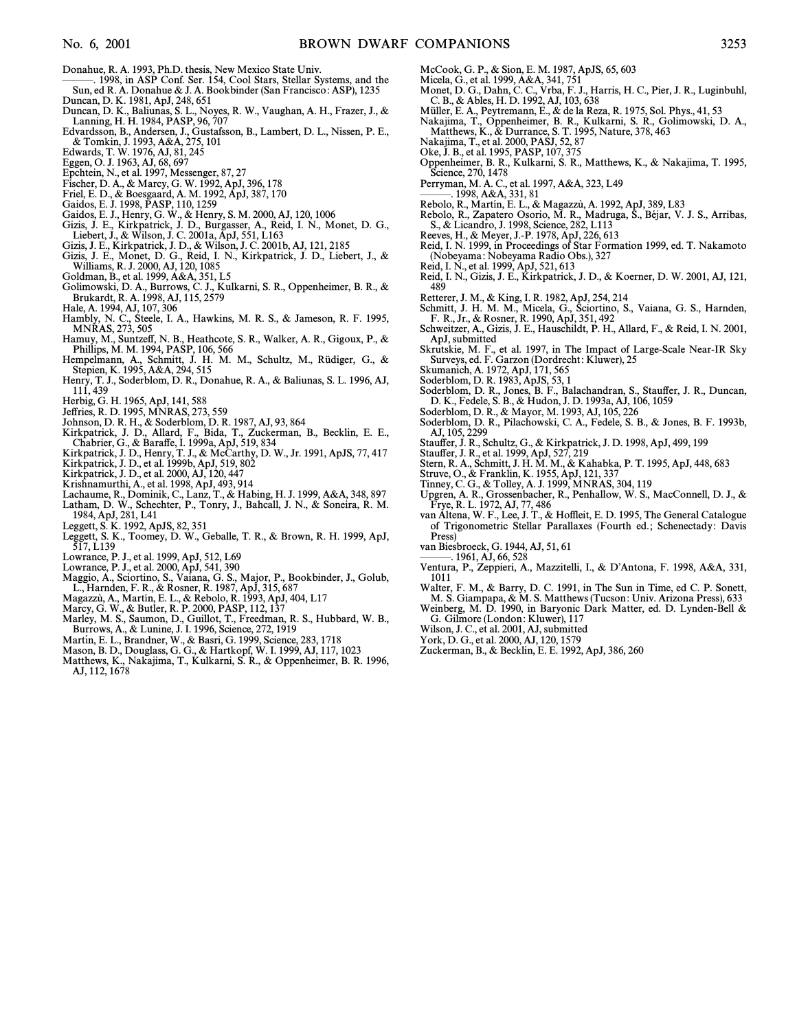Donahue, R. A. 1993, Ph.D. thesis, New Mexico State Univ.

———. 1998, in ASP Conf. Ser. 154, Cool Stars, Stellar Systems, and the Sun, ed R. A. Donahue & J. A. Bookbinder (San Francisco: ASP), 1235

Duncan, D. K. 1981, ApJ, 248, 651

Duncan, D. K., Baliunas, S. L., Noyes, R. W., Vaughan, A. H., Frazer, J., & Lanning, H. H. 1984, PASP, 96, 707

Edvardsson, B., Andersen, J., Gustafsson, B., Lambert, D. L., Nissen, P. E., & Tomkin, J. 1993, A&A, 275, 101

Edwards, T. W. 1976, AJ, 81, 245

Eggen, O. J. 1963, AJ, 68, 697

Epchtein, N., et al. 1997, Messenger, 87, 27

Fischer, D. A., & Marcy, G. W. 1992, ApJ, 396, 178

Friel, E. D., & Boesgaard, A. M. 1992, ApJ, 387, 170

Gaidos, E. J. 1998, PASP, 110, 1259

Gaidos, E. J., Henry, G. W., & Henry, S. M. 2000, AJ, 120, 1006

Gizis, J. E., Kirkpatrick, J. D., Burgasser, A., Reid, I. N., Monet, D. G., Liebert, J., & Wilson, J. C. 2001a, ApJ, 551, L163

Gizis, J. E., Kirkpatrick, J. D., & Wilson, J. C. 2001b, AJ, 121, 2185

Gizis, J. E., Monet, D. G., Reid, I. N., Kirkpatrick, J. D., Liebert, J., & Williams, R. J. 2000, AJ, 120, 1085

Goldman, B., et al. 1999, A&A, 351, L5

Golimowski, D. A., Burrows, C. J., Kulkarni, S. R., Oppenheimer, B. R., & Brukardt, R. A. 1998, AJ, 115, 2579

Hale, A. 1994, AJ, 107, 306

Hambly, N. C., Steele, I. A., Hawkins, M. R. S., & Jameson, R. F. 1995, MNRAS, 273, 505

Hamuy, M., Suntzeff, N. B., Heathcote, S. R., Walker, A. R., Gigoux, P., & Phillips, M. M. 1994, PASP, 106, 566

Hempelmann, A., Schmitt, J. H. M. M., Schultz, M., Rüdiger, G., & Stepien, K. 1995, A&A, 294, 515

Henry, T. J., Soderblom, D. R., Donahue, R. A., & Baliunas, S. L. 1996, AJ, 111, 439

Herbig, G. H. 1965, ApJ, 141, 588

Jeffries, R. D. 1995, MNRAS, 273, 559

Johnson, D. R. H., & Soderblom, D. R. 1987, AJ, 93, 864

Kirkpatrick, J. D., Allard, F., Bida, T., Zuckerman, B., Becklin, E. E., Chabrier, G., & Baraffe, I. 1999a, ApJ, 519, 834

Kirkpatrick, J. D., Henry, T. J., & McCarthy, D. W., Jr. 1991, ApJS, 77, 417

Kirkpatrick, J. D., et al. 1999b, ApJ, 519, 802

Kirkpatrick, J. D., et al. 2000, AJ, 120, 447

Krishnamurthi, A., et al. 1998, ApJ, 493, 914

Lachaume, R., Dominik, C., Lanz, T., & Habing, H. J. 1999, A&A, 348, 897

Latham, D. W., Schechter, P., Tonry, J., Bahcall, J. N., & Soneira, R. M. 1984, ApJ, 281, L41

Leggett, S. K. 1992, ApJS, 82, 351

Leggett, S. K., Toomey, D. W., Geballe, T. R., & Brown, R. H. 1999, ApJ, 517, L139

Lowrance, P. J., et al. 1999, ApJ, 512, L69

Lowrance, P. J., et al. 2000, ApJ, 541, 390

Maggio, A., Sciortino, S., Vaiana, G. S., Major, P., Bookbinder, J., Golub, L., Harnden, F. R., & Rosner, R. 1987, ApJ, 315, 687

Magazzù, A., Martín, E. L., & Rebolo, R. 1993, ApJ, 404, L17

Marcy, G. W., & Butler, R. P. 2000, PASP, 112, 137

Marley, M. S., Saumon, D., Guillot, T., Freedman, R. S., Hubbard, W. B., Burrows, A., & Lunine, J. I. 1996, Science, 272, 1919

Martín, E. L., Brandner, W., & Basri, G. 1999, Science, 283, 1718

Mason, B. D., Douglass, G. G., & Hartkopf, W. I. 1999, AJ, 117, 1023

Matthews, K., Nakajima, T., Kulkarni, S. R., & Oppenheimer, B. R. 1996, AJ, 112, 1678

McCook, G. P., & Sion, E. M. 1987, ApJS, 65, 603

Micela, G., et al. 1999, A&A, 341, 751

Monet, D. G., Dahn, C. C., Vrba, F. J., Harris, H. C., Pier, J. R., Luginbuhl, C. B., & Ables, H. D. 1992, AJ, 103, 638

Müller, E. A., Peytremann, E., & de la Reza, R. 1975, Sol. Phys., 41, 53

Nakajima, T., Oppenheimer, B. R., Kulkarni, S. R., Golimowski, D. A., Matthews, K., & Durrance, S. T. 1995, Nature, 378, 463

Nakajima, T., et al. 2000, PASJ, 52, 87

Oke, J. B., et al. 1995, PASP, 107, 375

Oppenheimer, B. R., Kulkarni, S. R., Matthews, K., & Nakajima, T. 1995, Science, 270, 1478

Perryman, M. A. C., et al. 1997, A&A, 323, L49

———. 1998, A&A, 331, 81

Rebolo, R., Martín, E. L., & Magazzù, A. 1992, ApJ, 389, L83

Rebolo, R., Zapatero Osorio, M. R., Madruga, S., Béjar, V. J. S., Arribas, S., & Licandro, J. 1998, Science, 282, L113

Reeves, H., & Meyer, J.-P. 1978, ApJ, 226, 613

Reid, I. N. 1999, in Proceedings of Star Formation 1999, ed. T. Nakamoto (Nobeyama: Nobeyama Radio Obs.), 327

Reid, I. N., et al. 1999, ApJ, 521, 613

Reid, I. N., Gizis, J. E., Kirkpatrick, J. D., & Koerner, D. W. 2001, AJ, 121, 489

Retterer, J. M., & King, I. R. 1982, ApJ, 254, 214

Schmitt, J. H. M. M., Micela, G., Sciortino, S., Vaiana, G. S., Harnden, F. R., Jr., & Rosner, R. 1990, ApJ, 351, 492

Schweitzer, A., Gizis, J. E., Hauschildt, P. H., Allard, F., & Reid, I. N. 2001, ApJ, submitted

Skrutskie, M. F., et al. 1997, in The Impact of Large-Scale Near-IR Sky Surveys, ed. F. Garzon (Dordrecht: Kluwer), 25

Skumanich, A. 1972, ApJ, 171, 565

Soderblom, D. R. 1983, ApJS, 53, 1

Soderblom, D. R., Jones, B. F., Balachandran, S., Stauffer, J. R., Duncan, D. K., Fedele, S. B., & Hudon, J. D. 1993a, AJ, 106, 1059

Soderblom, D. R., & Mayor, M. 1993, AJ, 105, 226

Soderblom, D. R., Pilachowski, C. A., Fedele, S. B., & Jones, B. F. 1993b, AJ, 105, 2299

Stauffer, J. R., Schultz, G., & Kirkpatrick, J. D. 1998, ApJ, 499, 199

Stauffer, J. R., et al. 1999, ApJ, 527, 219

Stern, R. A., Schmitt, J. H. M. M., & Kahabka, P. T. 1995, ApJ, 448, 683

Struve, O., & Franklin, K. 1955, ApJ, 121, 337

Tinney, C. G., & Tolley, A. J. 1999, MNRAS, 304, 119

Upgren, A. R., Grossenbacher, R., Penhallow, W. S., MacConnell, D. J., & Frye, R. L. 1972, AJ, 77, 486

van Altena, W. F., Lee, J. T., & Hoffleit, E. D. 1995, The General Catalogue of Trigonometric Stellar Parallaxes (Fourth ed.; Schenectady: Davis Press)

van Biesbroeck, G. 1944, AJ, 51, 61

———. 1961, AJ, 66, 528

Ventura, P., Zeppieri, A., Mazzitelli, I., & D'Antona, F. 1998, A&A, 331, 1011

Walter, F. M., & Barry, D. C. 1991, in The Sun in Time, ed C. P. Sonett, M. S. Giampapa, & M. S. Matthews (Tucson: Univ. Arizona Press), 633

Weinberg, M. D. 1990, in Baryonic Dark Matter, ed. D. Lynden-Bell & G. Gilmore (London: Kluwer), 117

Wilson, J. C., et al. 2001, AJ, submitted

York, D. G., et al. 2000, AJ, 120, 1579

Zuckerman, B., & Becklin, E. E. 1992, ApJ, 386, 260